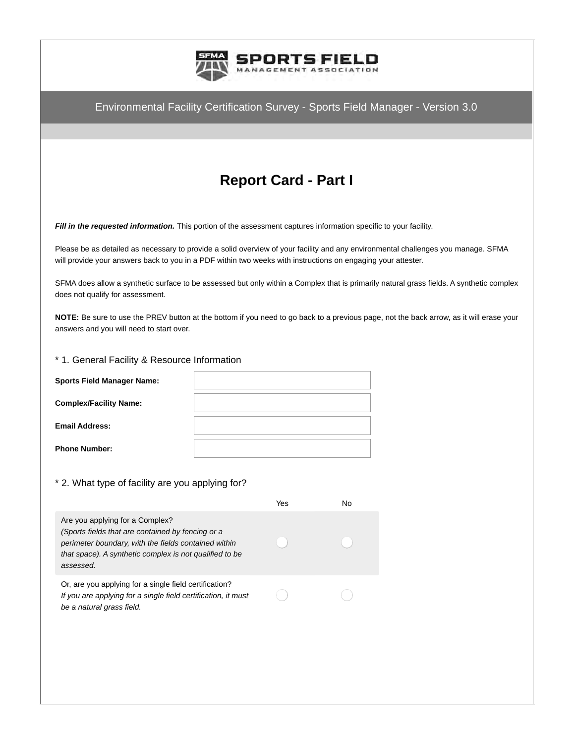SPORTS FIELD MANAGEMENT ASSOCIATION

Environmental Facility Certification Survey - Sports Field Manager - Version 3.0

# Report Card - Part I

***Fill in the requested information.*** This portion of the assessment captures information specific to your facility.

Please be as detailed as necessary to provide a solid overview of your facility and any environmental challenges you manage. SFMA will provide your answers back to you in a PDF within two weeks with instructions on engaging your attester.

SFMA does allow a synthetic surface to be assessed but only within a Complex that is primarily natural grass fields. A synthetic complex does not qualify for assessment.

**NOTE:** Be sure to use the PREV button at the bottom if you need to go back to a previous page, not the back arrow, as it will erase your answers and you will need to start over.

\* 1. General Facility & Resource Information

| | |
|---|---|
| **Sports Field Manager Name:** | |
| **Complex/Facility Name:** | |
| **Email Address:** | |
| **Phone Number:** | |

\* 2. What type of facility are you applying for?

| | Yes | No |
|---|---|---|
| Are you applying for a Complex? *(Sports fields that are contained by fencing or a perimeter boundary, with the fields contained within that space). A synthetic complex is not qualified to be assessed.* | ○ | ○ |
| Or, are you applying for a single field certification? *If you are applying for a single field certification, it must be a natural grass field.* | ○ | ○ |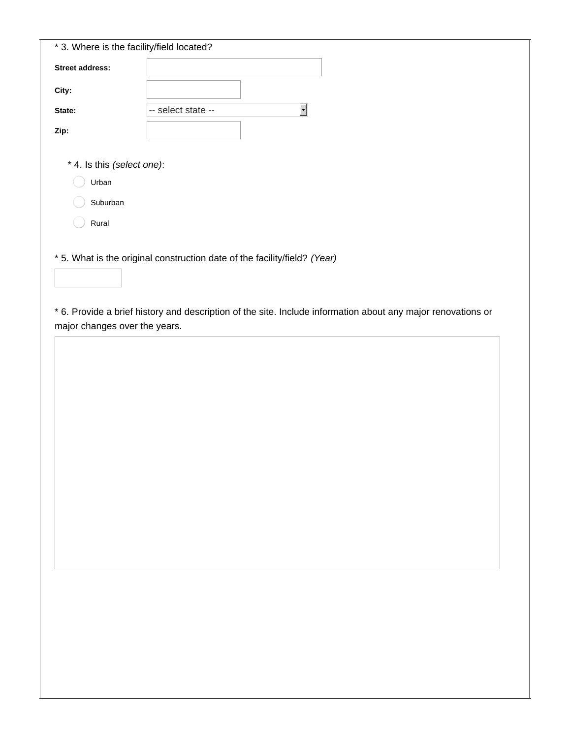* 3. Where is the facility/field located?

**Street address:**

**City:**

**State:** -- select state --

**Zip:**

* 4. Is this *(select one)*:

- Urban
- Suburban
- Rural

* 5. What is the original construction date of the facility/field? *(Year)*

* 6. Provide a brief history and description of the site. Include information about any major renovations or major changes over the years.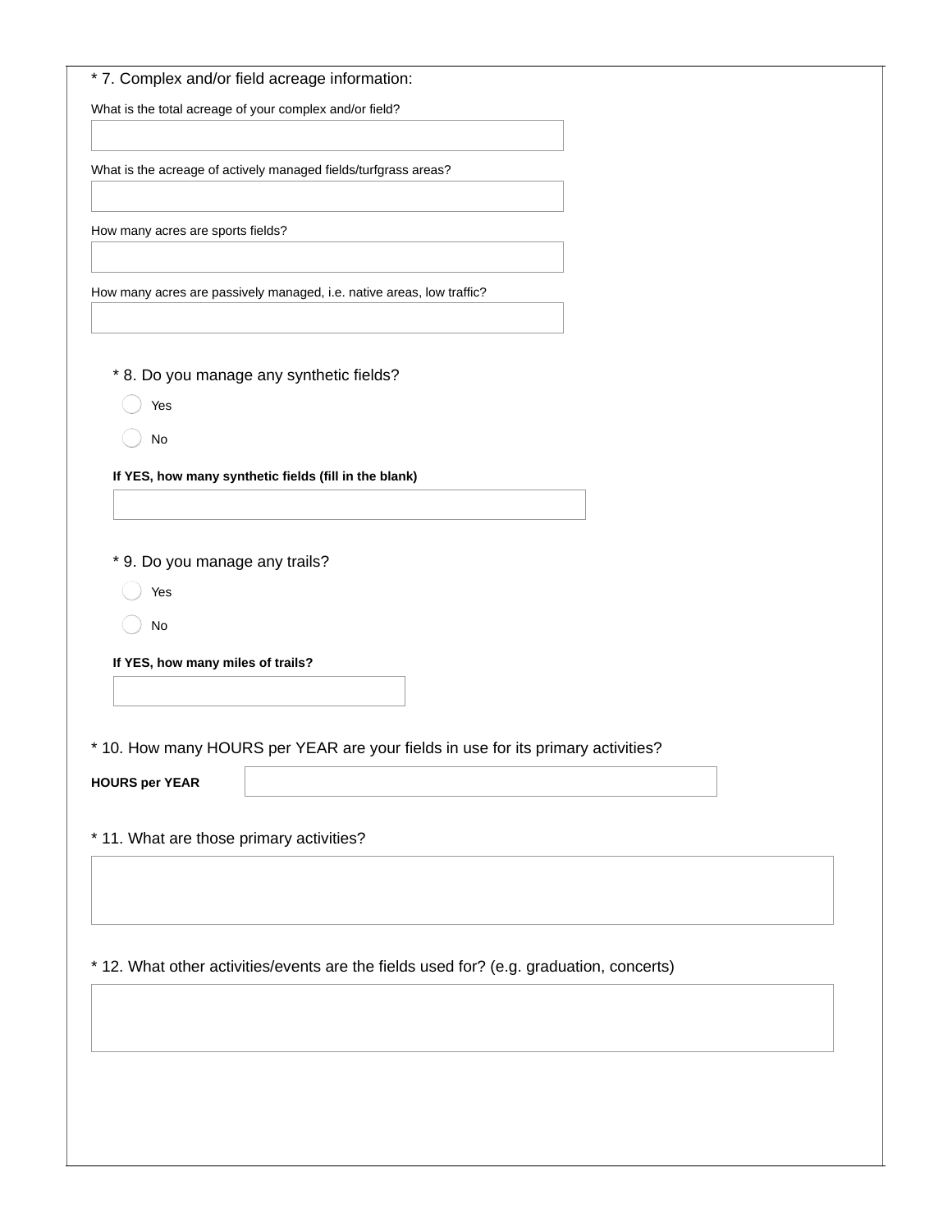\* 7. Complex and/or field acreage information:

What is the total acreage of your complex and/or field?

What is the acreage of actively managed fields/turfgrass areas?

How many acres are sports fields?

How many acres are passively managed, i.e. native areas, low traffic?

\* 8. Do you manage any synthetic fields?

- Yes
- No

**If YES, how many synthetic fields (fill in the blank)**

\* 9. Do you manage any trails?

- Yes
- No

**If YES, how many miles of trails?**

\* 10. How many HOURS per YEAR are your fields in use for its primary activities?

**HOURS per YEAR**

\* 11. What are those primary activities?

\* 12. What other activities/events are the fields used for? (e.g. graduation, concerts)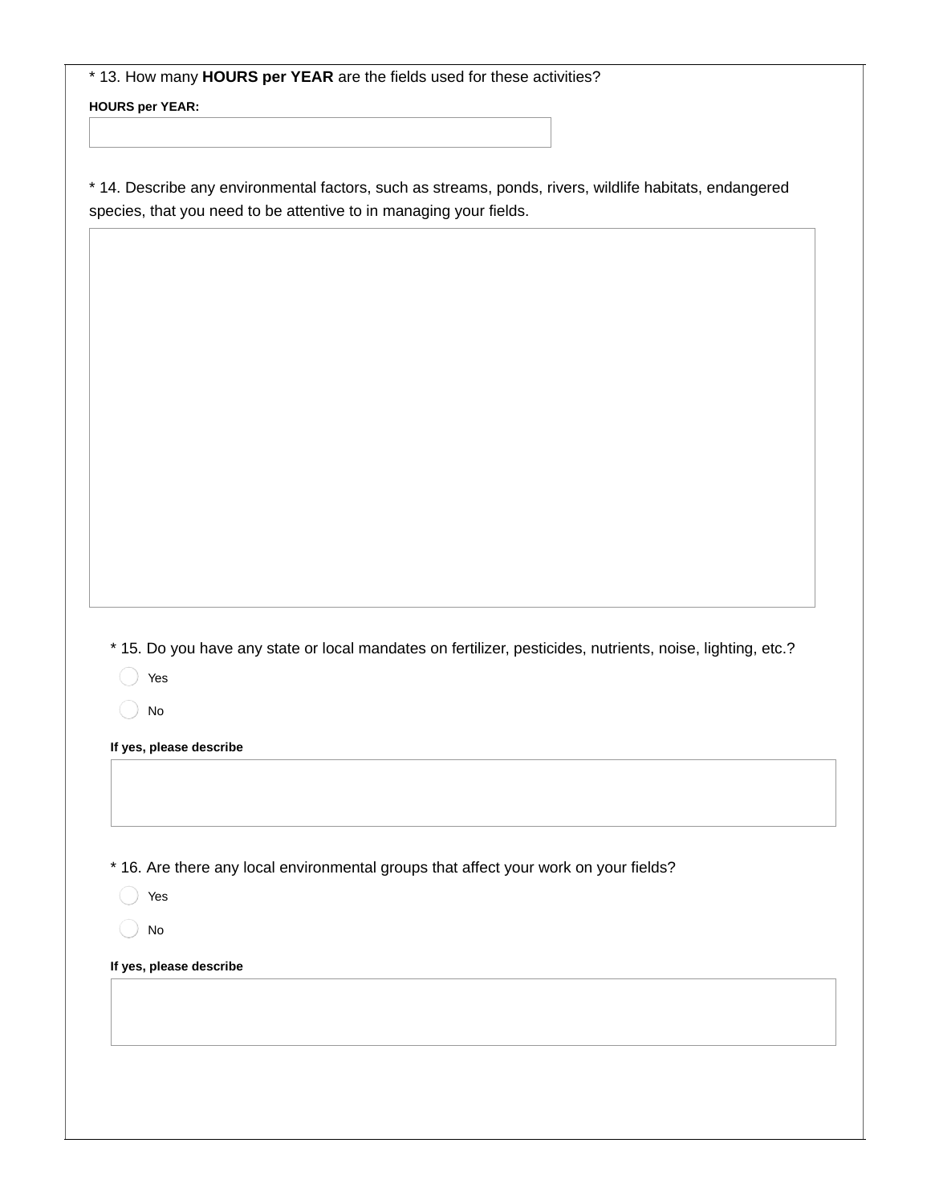* 13. How many **HOURS per YEAR** are the fields used for these activities?

**HOURS per YEAR:**

* 14. Describe any environmental factors, such as streams, ponds, rivers, wildlife habitats, endangered species, that you need to be attentive to in managing your fields.

* 15. Do you have any state or local mandates on fertilizer, pesticides, nutrients, noise, lighting, etc.?

- Yes
- No

**If yes, please describe**

* 16. Are there any local environmental groups that affect your work on your fields?

- Yes
- No

**If yes, please describe**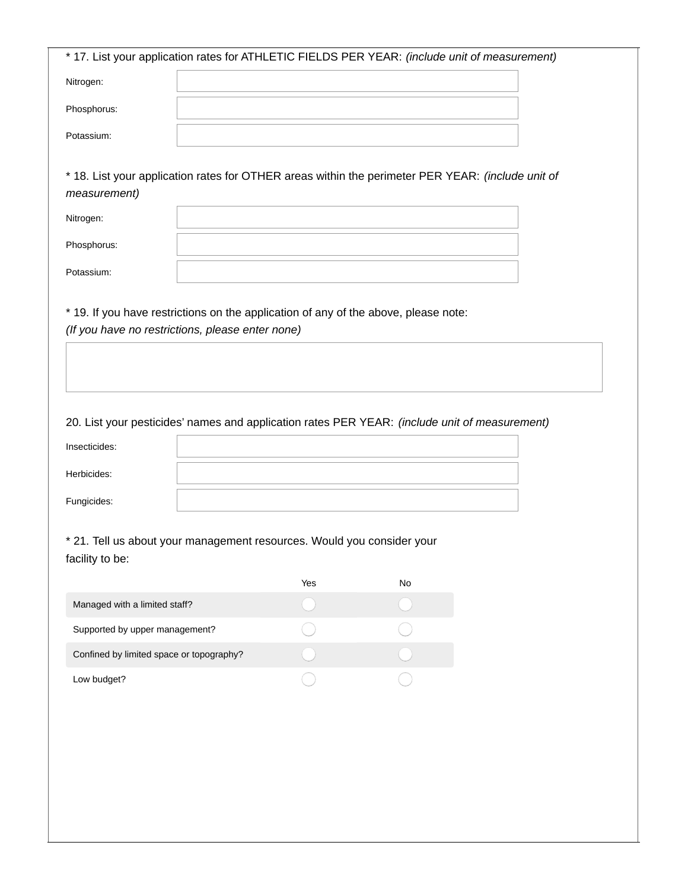\* 17. List your application rates for ATHLETIC FIELDS PER YEAR: *(include unit of measurement)*

Nitrogen:

Phosphorus:

Potassium:

\* 18. List your application rates for OTHER areas within the perimeter PER YEAR: *(include unit of measurement)*

Nitrogen:

Phosphorus:

Potassium:

\* 19. If you have restrictions on the application of any of the above, please note:
*(If you have no restrictions, please enter none)*

20. List your pesticides' names and application rates PER YEAR: *(include unit of measurement)*

Insecticides:

Herbicides:

Fungicides:

\* 21. Tell us about your management resources. Would you consider your facility to be:

| | Yes | No |
|---|---|---|
| Managed with a limited staff? | ◯ | ◯ |
| Supported by upper management? | ◯ | ◯ |
| Confined by limited space or topography? | ◯ | ◯ |
| Low budget? | ◯ | ◯ |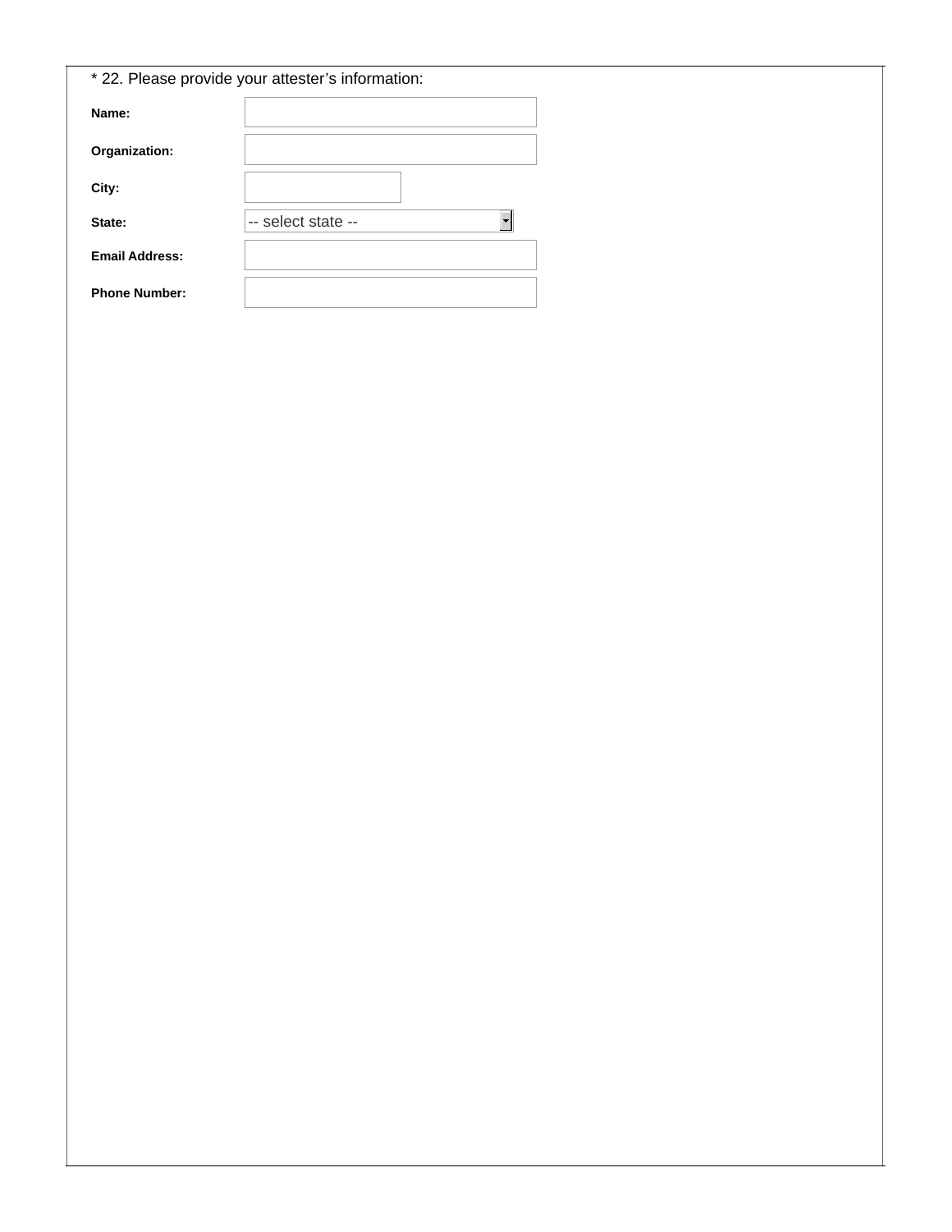* 22. Please provide your attester’s information:

**Name:** 

**Organization:** 

**City:** 

**State:** -- select state --

**Email Address:** 

**Phone Number:**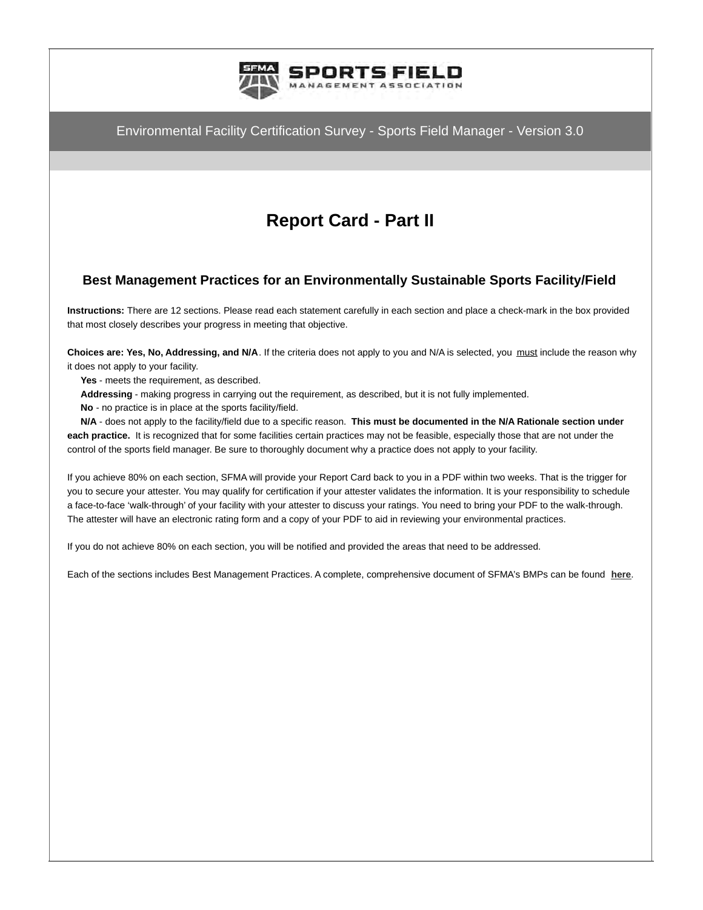Environmental Facility Certification Survey - Sports Field Manager - Version 3.0

# Report Card - Part II

## Best Management Practices for an Environmentally Sustainable Sports Facility/Field

**Instructions:** There are 12 sections. Please read each statement carefully in each section and place a check-mark in the box provided that most closely describes your progress in meeting that objective.

**Choices are: Yes, No, Addressing, and N/A**. If the criteria does not apply to you and N/A is selected, you must include the reason why it does not apply to your facility.

**Yes** - meets the requirement, as described.

**Addressing** - making progress in carrying out the requirement, as described, but it is not fully implemented.

**No** - no practice is in place at the sports facility/field.

**N/A** - does not apply to the facility/field due to a specific reason. **This must be documented in the N/A Rationale section under each practice.** It is recognized that for some facilities certain practices may not be feasible, especially those that are not under the control of the sports field manager. Be sure to thoroughly document why a practice does not apply to your facility.

If you achieve 80% on each section, SFMA will provide your Report Card back to you in a PDF within two weeks. That is the trigger for you to secure your attester. You may qualify for certification if your attester validates the information. It is your responsibility to schedule a face-to-face 'walk-through' of your facility with your attester to discuss your ratings. You need to bring your PDF to the walk-through. The attester will have an electronic rating form and a copy of your PDF to aid in reviewing your environmental practices.

If you do not achieve 80% on each section, you will be notified and provided the areas that need to be addressed.

Each of the sections includes Best Management Practices. A complete, comprehensive document of SFMA's BMPs can be found **here**.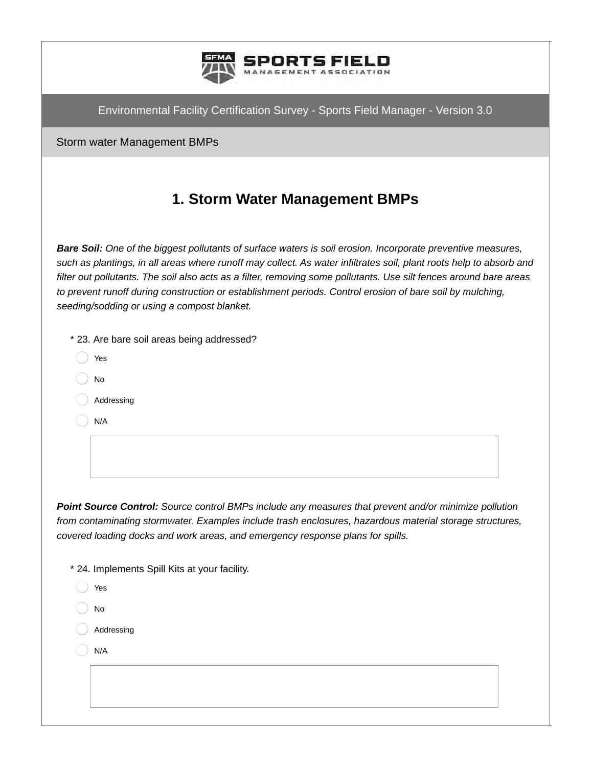Environmental Facility Certification Survey - Sports Field Manager - Version 3.0

Storm water Management BMPs

## 1. Storm Water Management BMPs

***Bare Soil:*** *One of the biggest pollutants of surface waters is soil erosion. Incorporate preventive measures, such as plantings, in all areas where runoff may collect. As water infiltrates soil, plant roots help to absorb and filter out pollutants. The soil also acts as a filter, removing some pollutants. Use silt fences around bare areas to prevent runoff during construction or establishment periods. Control erosion of bare soil by mulching, seeding/sodding or using a compost blanket.*

\* 23. Are bare soil areas being addressed?

- Yes
- No
- Addressing
- N/A

***Point Source Control:*** *Source control BMPs include any measures that prevent and/or minimize pollution from contaminating stormwater. Examples include trash enclosures, hazardous material storage structures, covered loading docks and work areas, and emergency response plans for spills.*

\* 24. Implements Spill Kits at your facility.

- Yes
- No
- Addressing
- N/A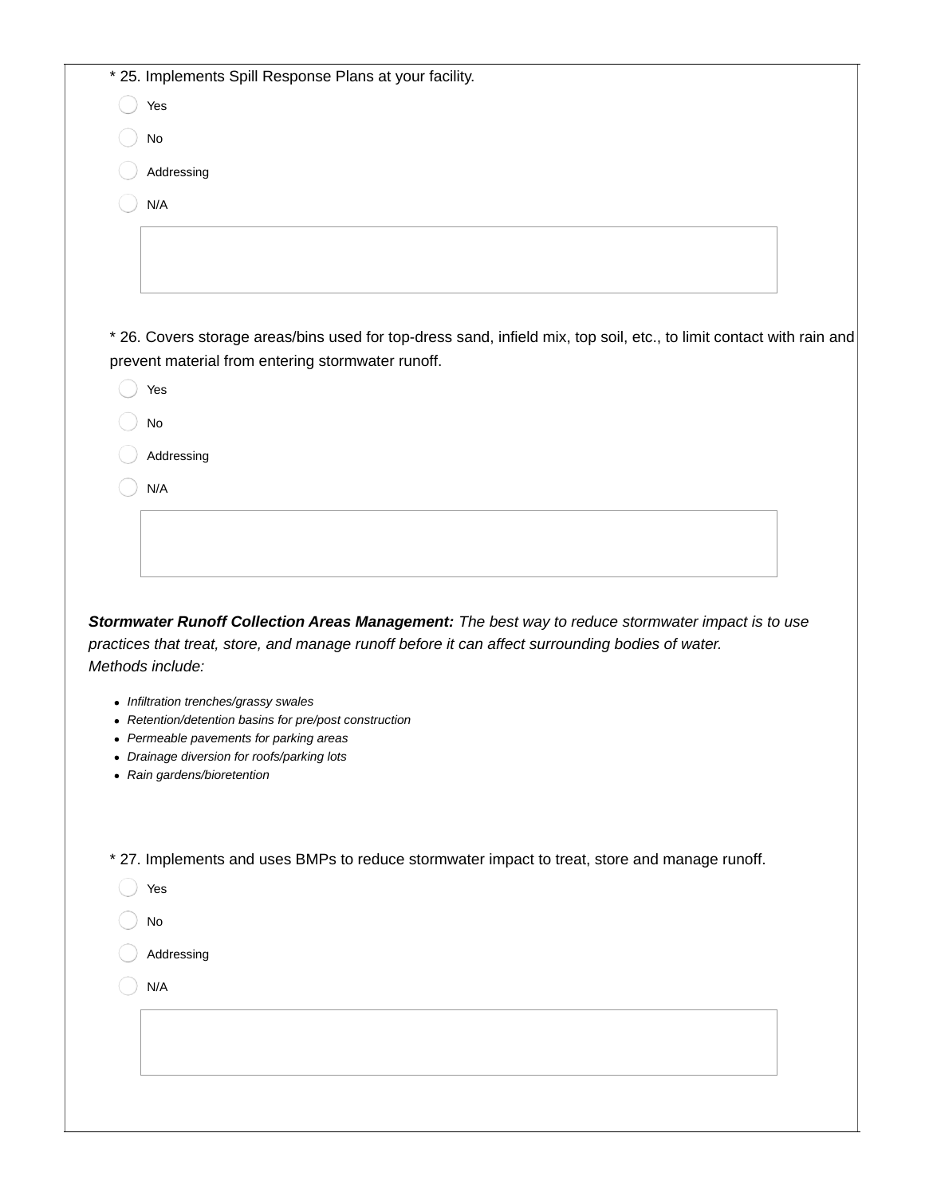* 25. Implements Spill Response Plans at your facility.

- Yes
- No
- Addressing
- N/A

* 26. Covers storage areas/bins used for top-dress sand, infield mix, top soil, etc., to limit contact with rain and prevent material from entering stormwater runoff.

- Yes
- No
- Addressing
- N/A

***Stormwater Runoff Collection Areas Management:*** *The best way to reduce stormwater impact is to use practices that treat, store, and manage runoff before it can affect surrounding bodies of water.*
*Methods include:*

- *Infiltration trenches/grassy swales*
- *Retention/detention basins for pre/post construction*
- *Permeable pavements for parking areas*
- *Drainage diversion for roofs/parking lots*
- *Rain gardens/bioretention*

* 27. Implements and uses BMPs to reduce stormwater impact to treat, store and manage runoff.

- Yes
- No
- Addressing
- N/A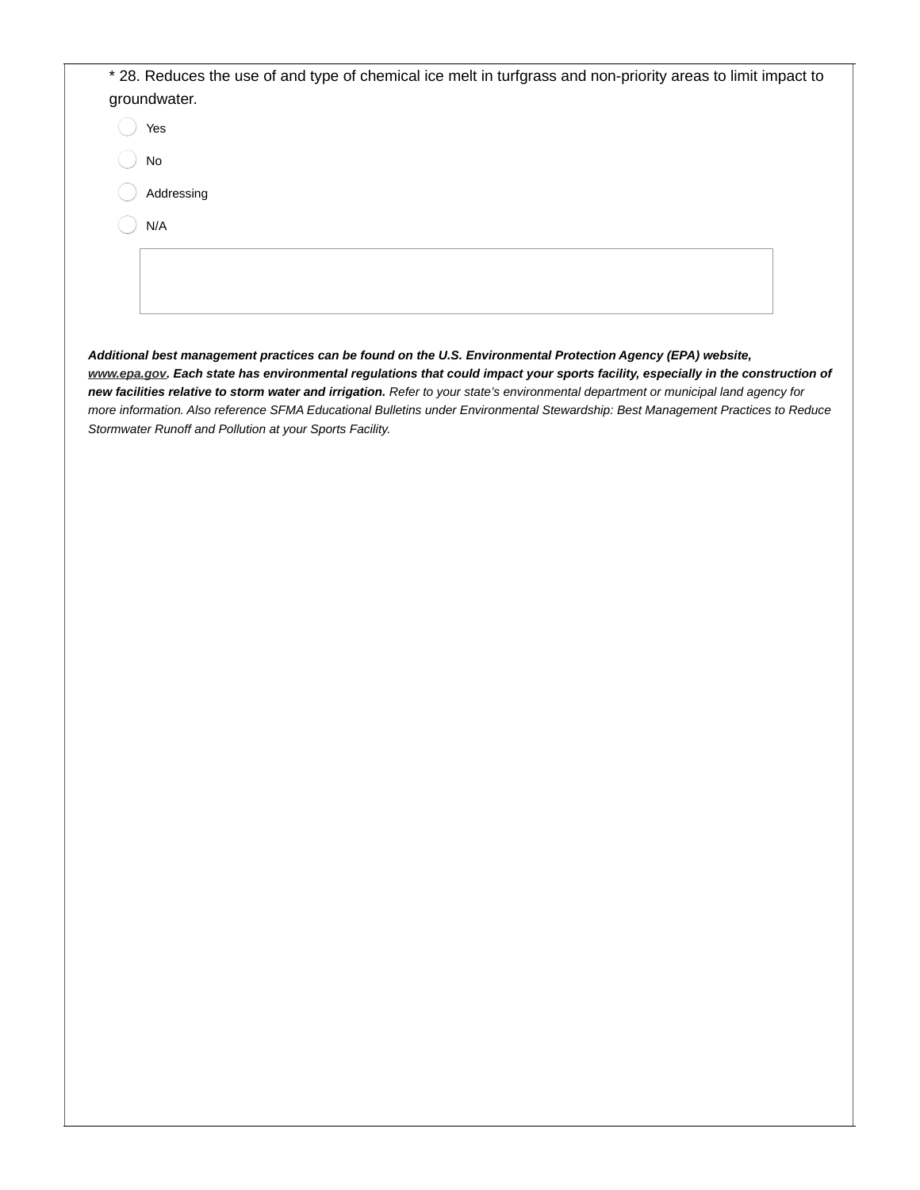* 28. Reduces the use of and type of chemical ice melt in turfgrass and non-priority areas to limit impact to groundwater.

- Yes
- No
- Addressing
- N/A

***Additional best management practices can be found on the U.S. Environmental Protection Agency (EPA) website, www.epa.gov. Each state has environmental regulations that could impact your sports facility, especially in the construction of new facilities relative to storm water and irrigation.*** *Refer to your state's environmental department or municipal land agency for more information. Also reference SFMA Educational Bulletins under Environmental Stewardship: Best Management Practices to Reduce Stormwater Runoff and Pollution at your Sports Facility.*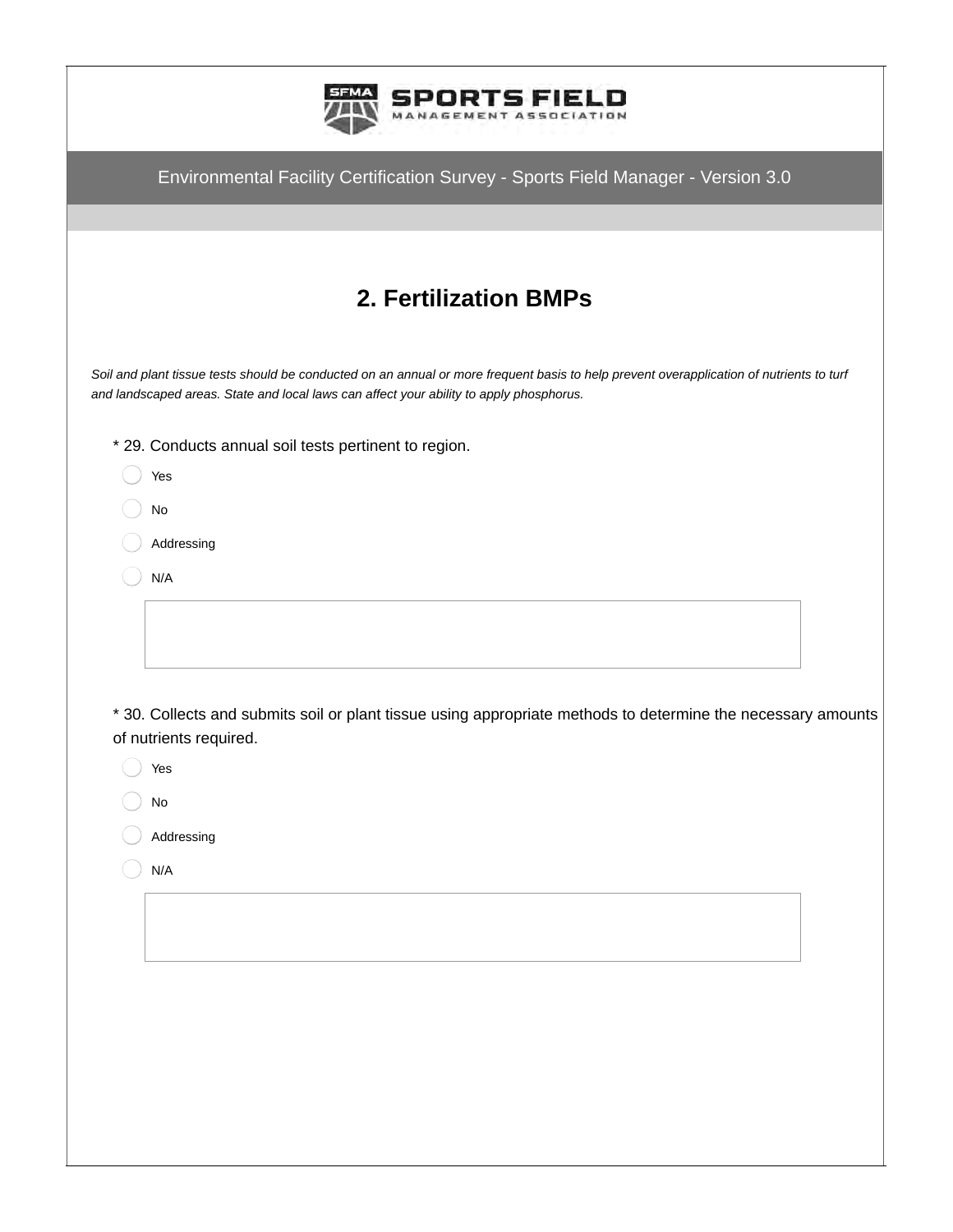SPORTS FIELD MANAGEMENT ASSOCIATION

Environmental Facility Certification Survey - Sports Field Manager - Version 3.0

## 2. Fertilization BMPs

*Soil and plant tissue tests should be conducted on an annual or more frequent basis to help prevent overapplication of nutrients to turf and landscaped areas. State and local laws can affect your ability to apply phosphorus.*

* 29. Conducts annual soil tests pertinent to region.

- Yes
- No
- Addressing
- N/A

* 30. Collects and submits soil or plant tissue using appropriate methods to determine the necessary amounts of nutrients required.

- Yes
- No
- Addressing
- N/A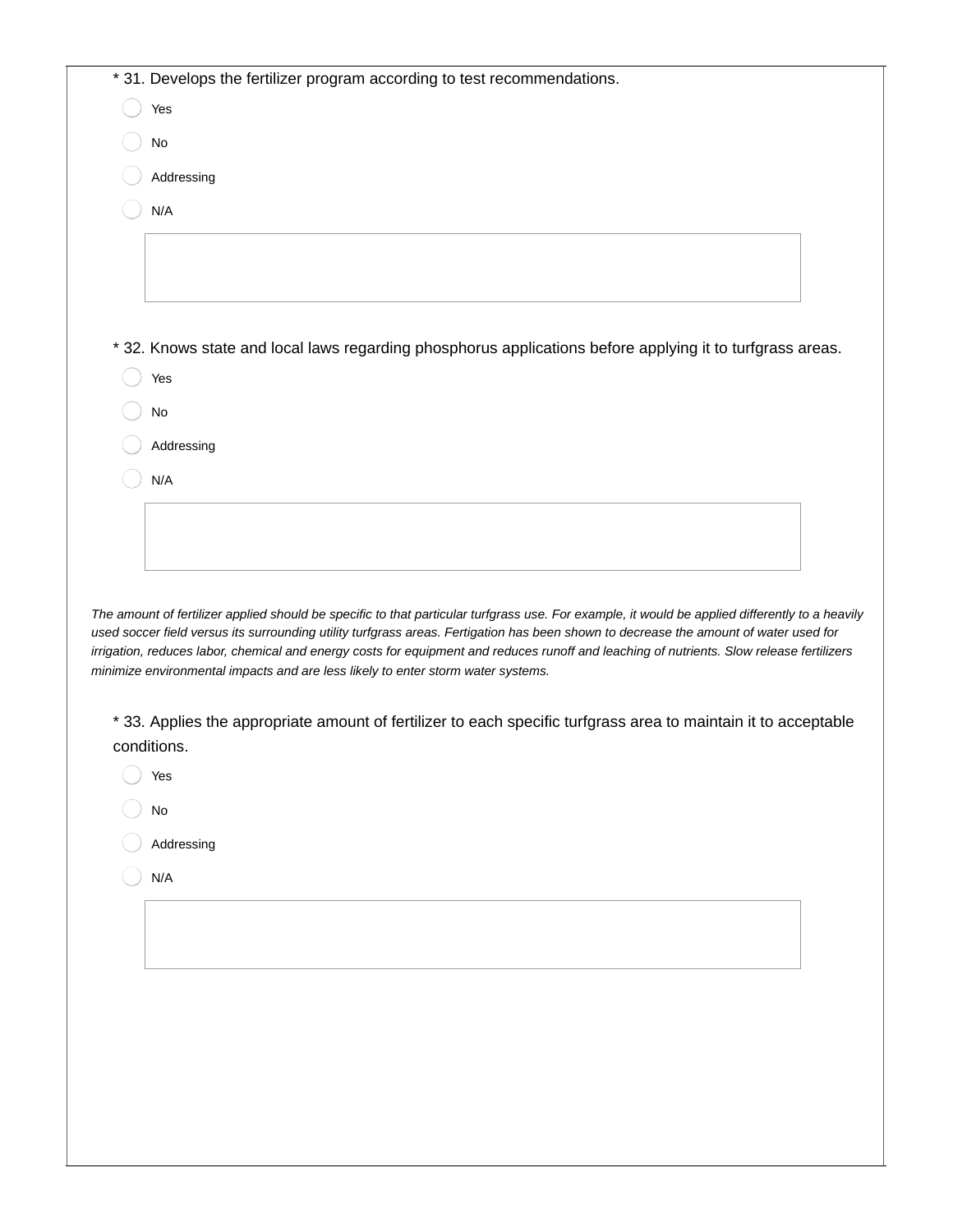\* 31. Develops the fertilizer program according to test recommendations.

- Yes
- No
- Addressing
- N/A

\* 32. Knows state and local laws regarding phosphorus applications before applying it to turfgrass areas.

- Yes
- No
- Addressing
- N/A

*The amount of fertilizer applied should be specific to that particular turfgrass use. For example, it would be applied differently to a heavily used soccer field versus its surrounding utility turfgrass areas. Fertigation has been shown to decrease the amount of water used for irrigation, reduces labor, chemical and energy costs for equipment and reduces runoff and leaching of nutrients. Slow release fertilizers minimize environmental impacts and are less likely to enter storm water systems.*

\* 33. Applies the appropriate amount of fertilizer to each specific turfgrass area to maintain it to acceptable conditions.

- Yes
- No
- Addressing
- N/A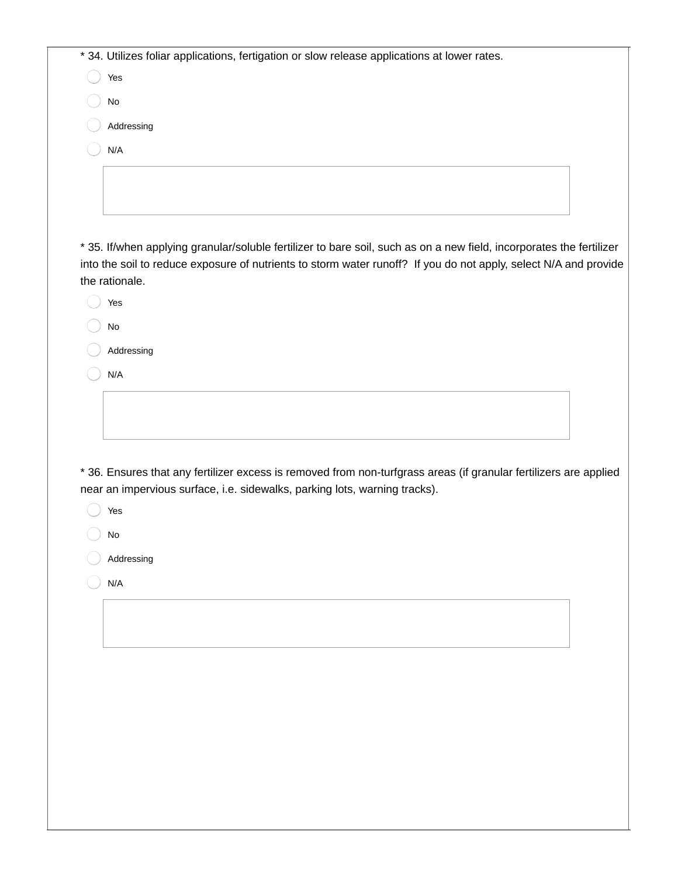* 34. Utilizes foliar applications, fertigation or slow release applications at lower rates.

- Yes
- No
- Addressing
- N/A

* 35. If/when applying granular/soluble fertilizer to bare soil, such as on a new field, incorporates the fertilizer into the soil to reduce exposure of nutrients to storm water runoff? If you do not apply, select N/A and provide the rationale.

- Yes
- No
- Addressing
- N/A

* 36. Ensures that any fertilizer excess is removed from non-turfgrass areas (if granular fertilizers are applied near an impervious surface, i.e. sidewalks, parking lots, warning tracks).

- Yes
- No
- Addressing
- N/A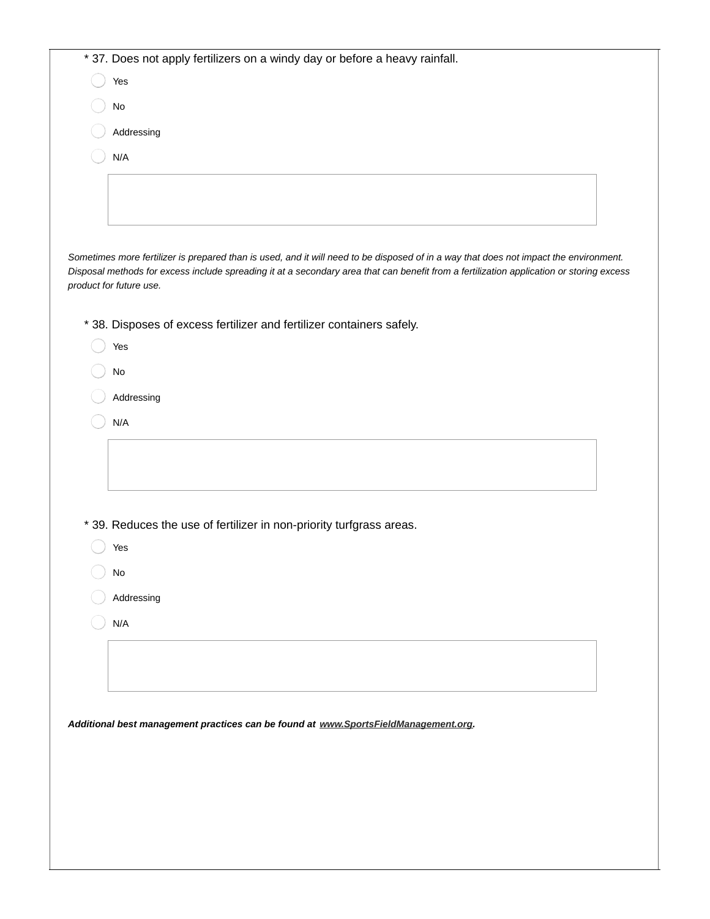\* 37. Does not apply fertilizers on a windy day or before a heavy rainfall.

- ◯ Yes
- ◯ No
- ◯ Addressing
- ◯ N/A

*Sometimes more fertilizer is prepared than is used, and it will need to be disposed of in a way that does not impact the environment. Disposal methods for excess include spreading it at a secondary area that can benefit from a fertilization application or storing excess product for future use.*

\* 38. Disposes of excess fertilizer and fertilizer containers safely.

- ◯ Yes
- ◯ No
- ◯ Addressing
- ◯ N/A

\* 39. Reduces the use of fertilizer in non-priority turfgrass areas.

- ◯ Yes
- ◯ No
- ◯ Addressing
- ◯ N/A

***Additional best management practices can be found at [www.SportsFieldManagement.org](http://www.SportsFieldManagement.org).***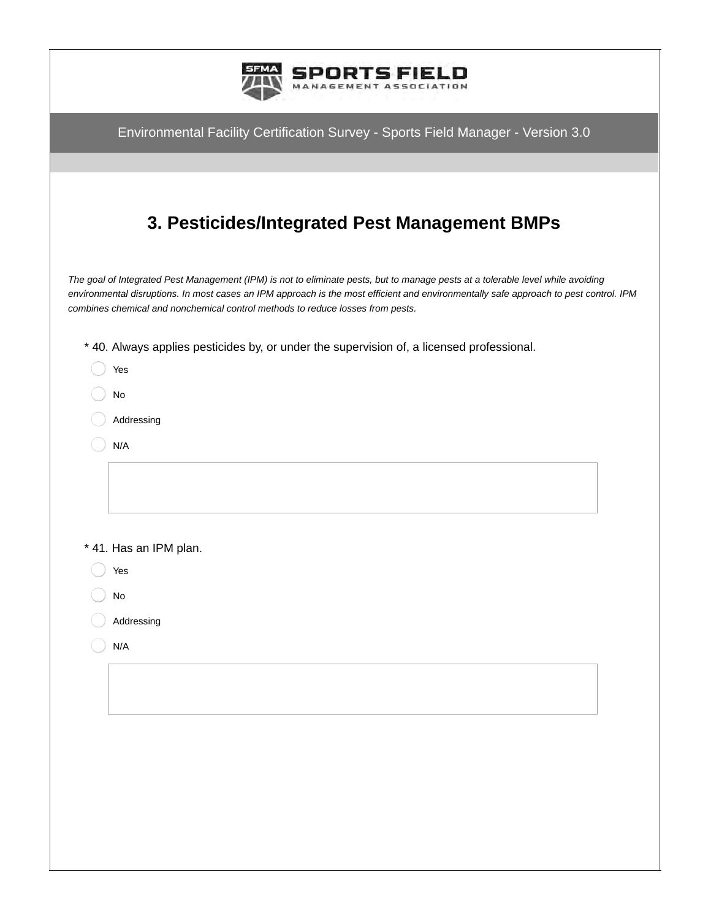Environmental Facility Certification Survey - Sports Field Manager - Version 3.0

## 3. Pesticides/Integrated Pest Management BMPs

*The goal of Integrated Pest Management (IPM) is not to eliminate pests, but to manage pests at a tolerable level while avoiding environmental disruptions. In most cases an IPM approach is the most efficient and environmentally safe approach to pest control. IPM combines chemical and nonchemical control methods to reduce losses from pests.*

\* 40. Always applies pesticides by, or under the supervision of, a licensed professional.

- Yes
- No
- Addressing
- N/A

\* 41. Has an IPM plan.

- Yes
- No
- Addressing
- N/A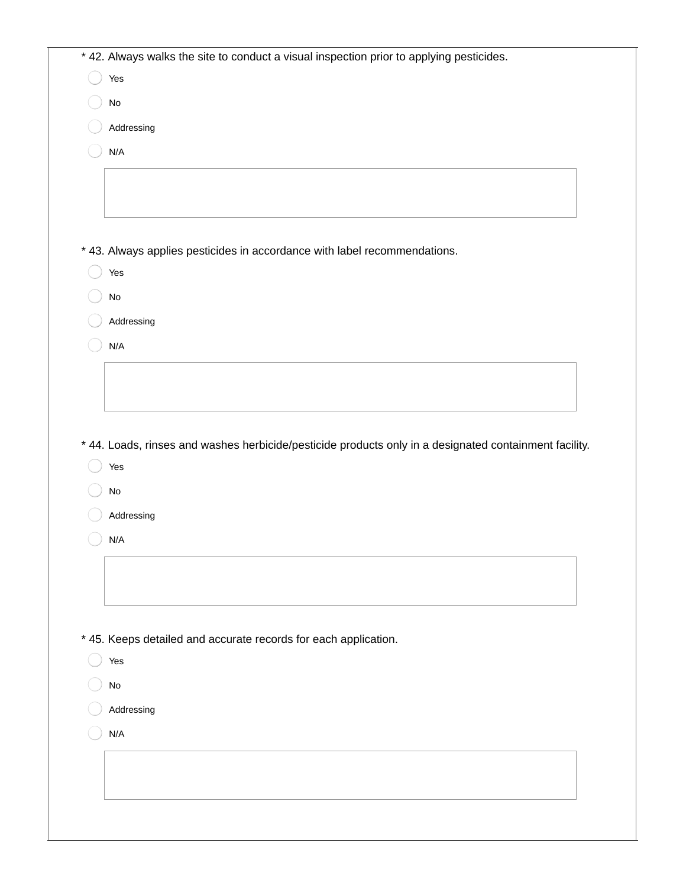* 42. Always walks the site to conduct a visual inspection prior to applying pesticides.

- Yes
- No
- Addressing
- N/A

* 43. Always applies pesticides in accordance with label recommendations.

- Yes
- No
- Addressing
- N/A

* 44. Loads, rinses and washes herbicide/pesticide products only in a designated containment facility.

- Yes
- No
- Addressing
- N/A

* 45. Keeps detailed and accurate records for each application.

- Yes
- No
- Addressing
- N/A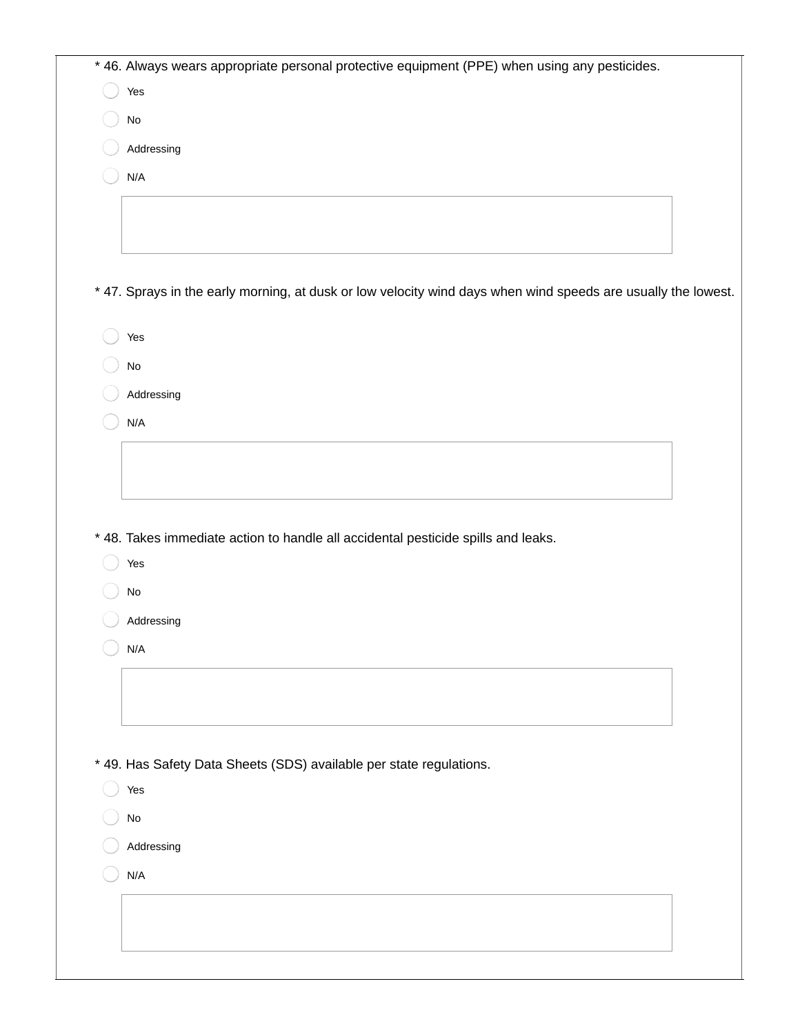\* 46. Always wears appropriate personal protective equipment (PPE) when using any pesticides.

- Yes
- No
- Addressing
- N/A

\* 47. Sprays in the early morning, at dusk or low velocity wind days when wind speeds are usually the lowest.

- Yes
- No
- Addressing
- N/A

\* 48. Takes immediate action to handle all accidental pesticide spills and leaks.

- Yes
- No
- Addressing
- N/A

\* 49. Has Safety Data Sheets (SDS) available per state regulations.

- Yes
- No
- Addressing
- N/A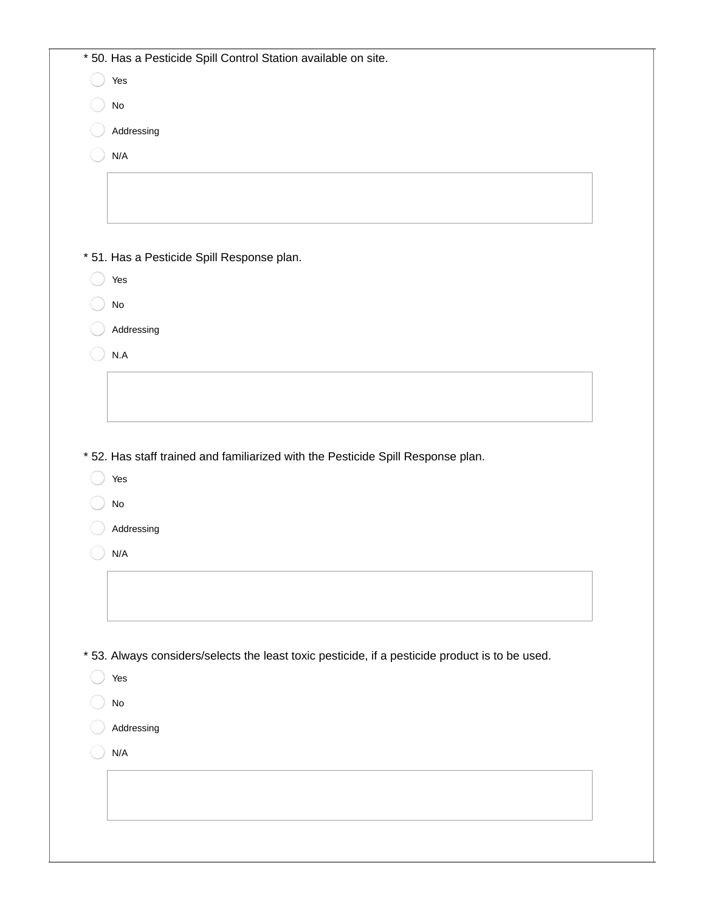\* 50. Has a Pesticide Spill Control Station available on site.

- Yes
- No
- Addressing
- N/A

\* 51. Has a Pesticide Spill Response plan.

- Yes
- No
- Addressing
- N.A

\* 52. Has staff trained and familiarized with the Pesticide Spill Response plan.

- Yes
- No
- Addressing
- N/A

\* 53. Always considers/selects the least toxic pesticide, if a pesticide product is to be used.

- Yes
- No
- Addressing
- N/A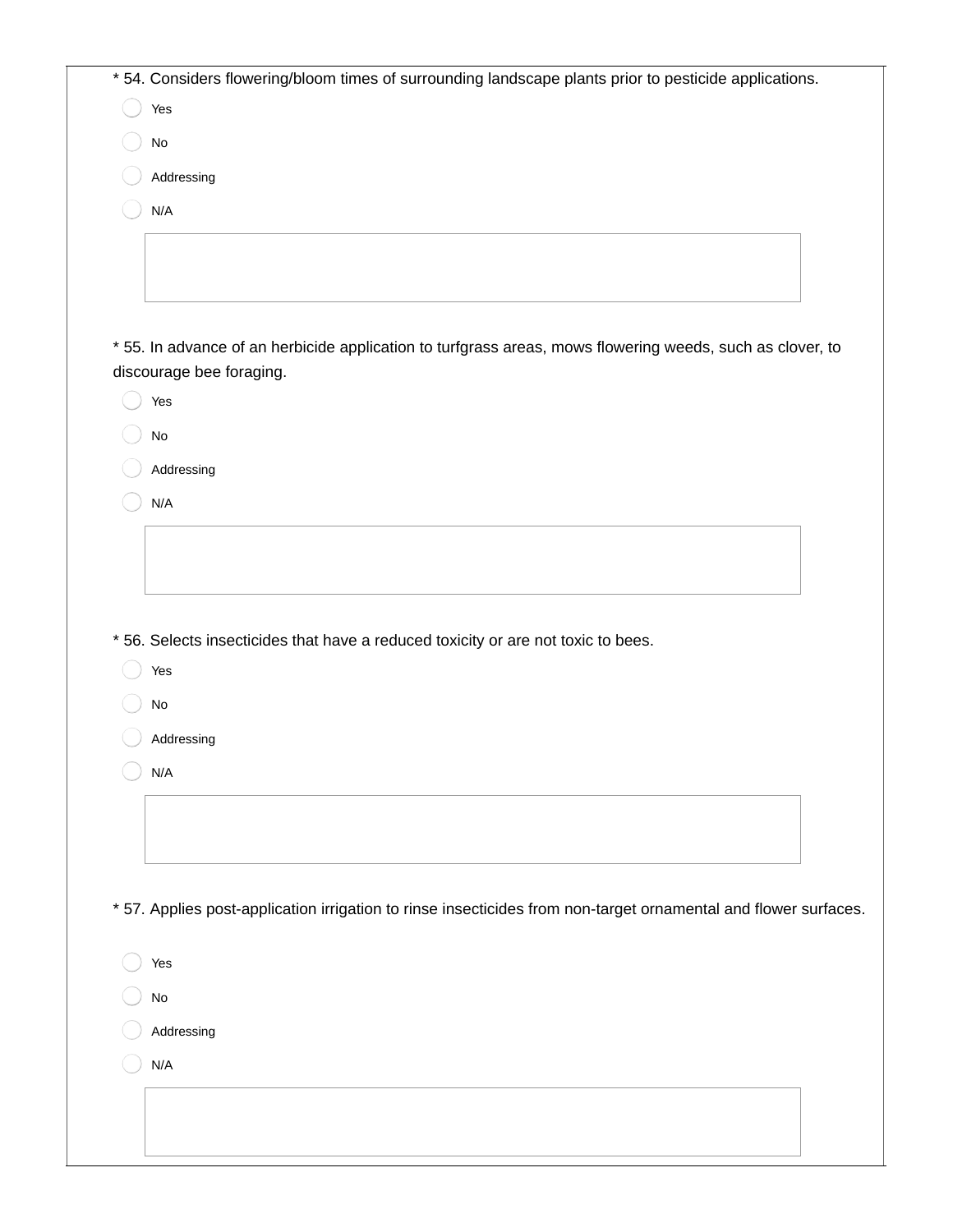\* 54. Considers flowering/bloom times of surrounding landscape plants prior to pesticide applications.

- Yes
- No
- Addressing
- N/A

\* 55. In advance of an herbicide application to turfgrass areas, mows flowering weeds, such as clover, to discourage bee foraging.

- Yes
- No
- Addressing
- N/A

\* 56. Selects insecticides that have a reduced toxicity or are not toxic to bees.

- Yes
- No
- Addressing
- N/A

\* 57. Applies post-application irrigation to rinse insecticides from non-target ornamental and flower surfaces.

- Yes
- No
- Addressing
- N/A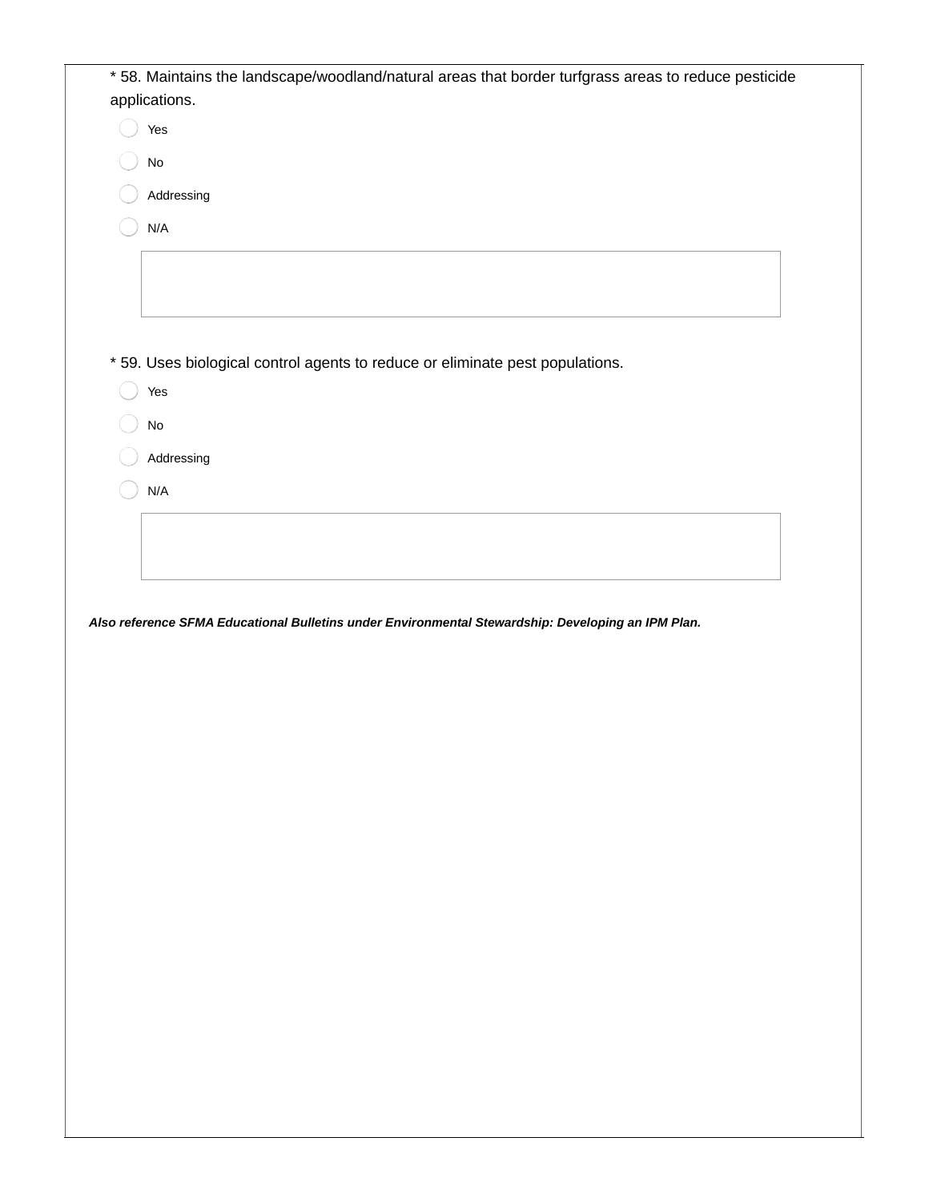* 58. Maintains the landscape/woodland/natural areas that border turfgrass areas to reduce pesticide applications.

- Yes
- No
- Addressing
- N/A

* 59. Uses biological control agents to reduce or eliminate pest populations.

- Yes
- No
- Addressing
- N/A

***Also reference SFMA Educational Bulletins under Environmental Stewardship: Developing an IPM Plan.***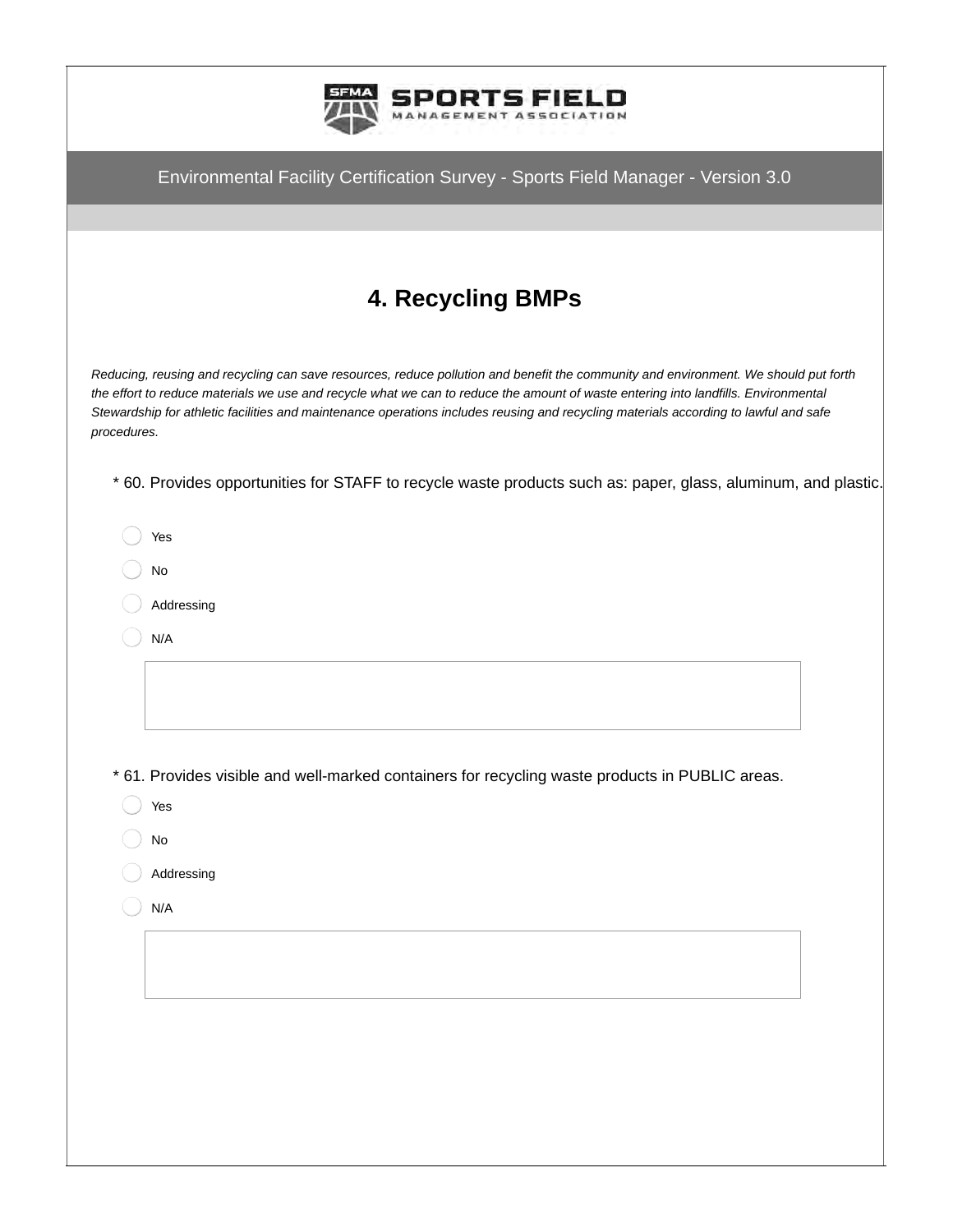Environmental Facility Certification Survey - Sports Field Manager - Version 3.0

## 4. Recycling BMPs

*Reducing, reusing and recycling can save resources, reduce pollution and benefit the community and environment. We should put forth the effort to reduce materials we use and recycle what we can to reduce the amount of waste entering into landfills. Environmental Stewardship for athletic facilities and maintenance operations includes reusing and recycling materials according to lawful and safe procedures.*

\* 60. Provides opportunities for STAFF to recycle waste products such as: paper, glass, aluminum, and plastic.

- Yes
- No
- Addressing
- N/A

\* 61. Provides visible and well-marked containers for recycling waste products in PUBLIC areas.

- Yes
- No
- Addressing
- N/A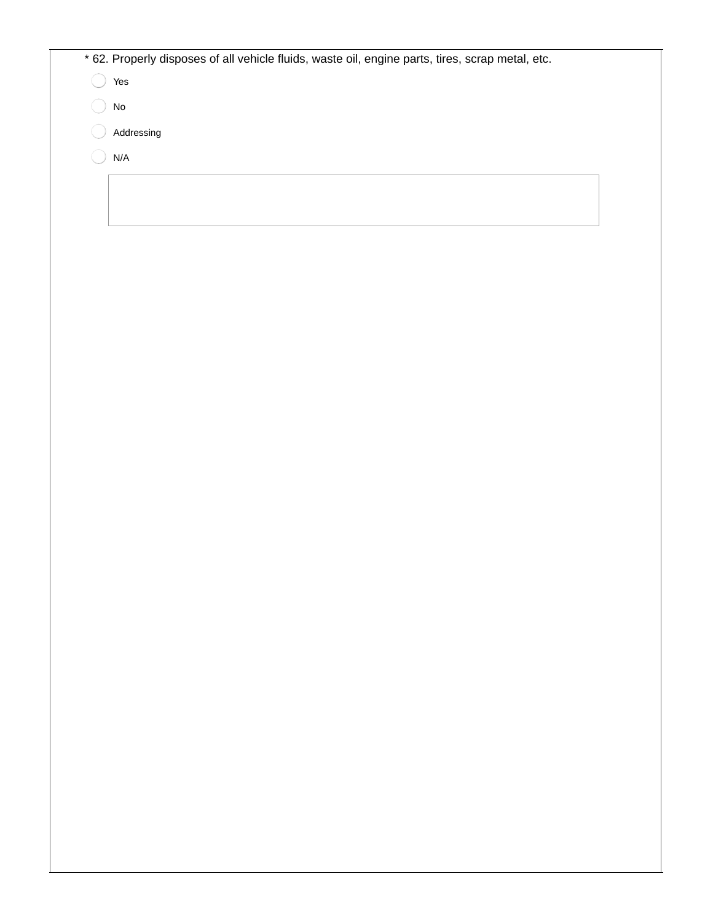* 62. Properly disposes of all vehicle fluids, waste oil, engine parts, tires, scrap metal, etc.

- ◯ Yes
- ◯ No
- ◯ Addressing
- ◯ N/A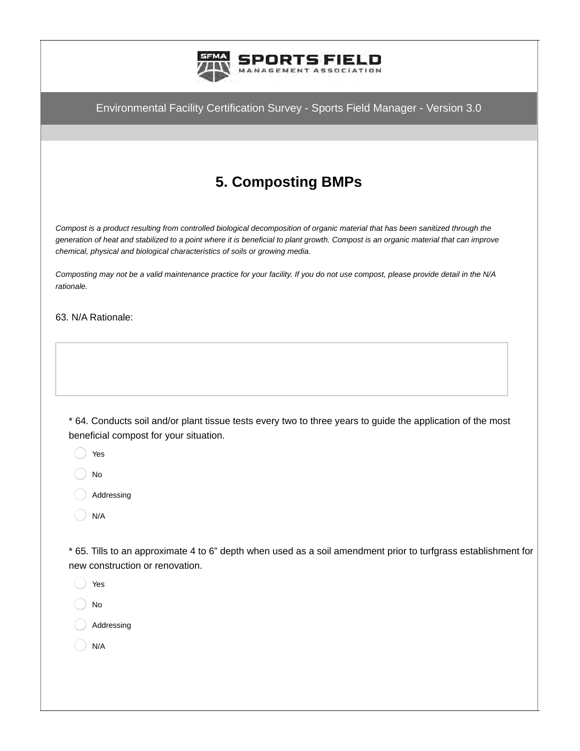Environmental Facility Certification Survey - Sports Field Manager - Version 3.0

## 5. Composting BMPs

*Compost is a product resulting from controlled biological decomposition of organic material that has been sanitized through the generation of heat and stabilized to a point where it is beneficial to plant growth. Compost is an organic material that can improve chemical, physical and biological characteristics of soils or growing media.*

*Composting may not be a valid maintenance practice for your facility. If you do not use compost, please provide detail in the N/A rationale.*

63. N/A Rationale:

* 64. Conducts soil and/or plant tissue tests every two to three years to guide the application of the most beneficial compost for your situation.

- Yes
- No
- Addressing
- N/A

* 65. Tills to an approximate 4 to 6” depth when used as a soil amendment prior to turfgrass establishment for new construction or renovation.

- Yes
- No
- Addressing
- N/A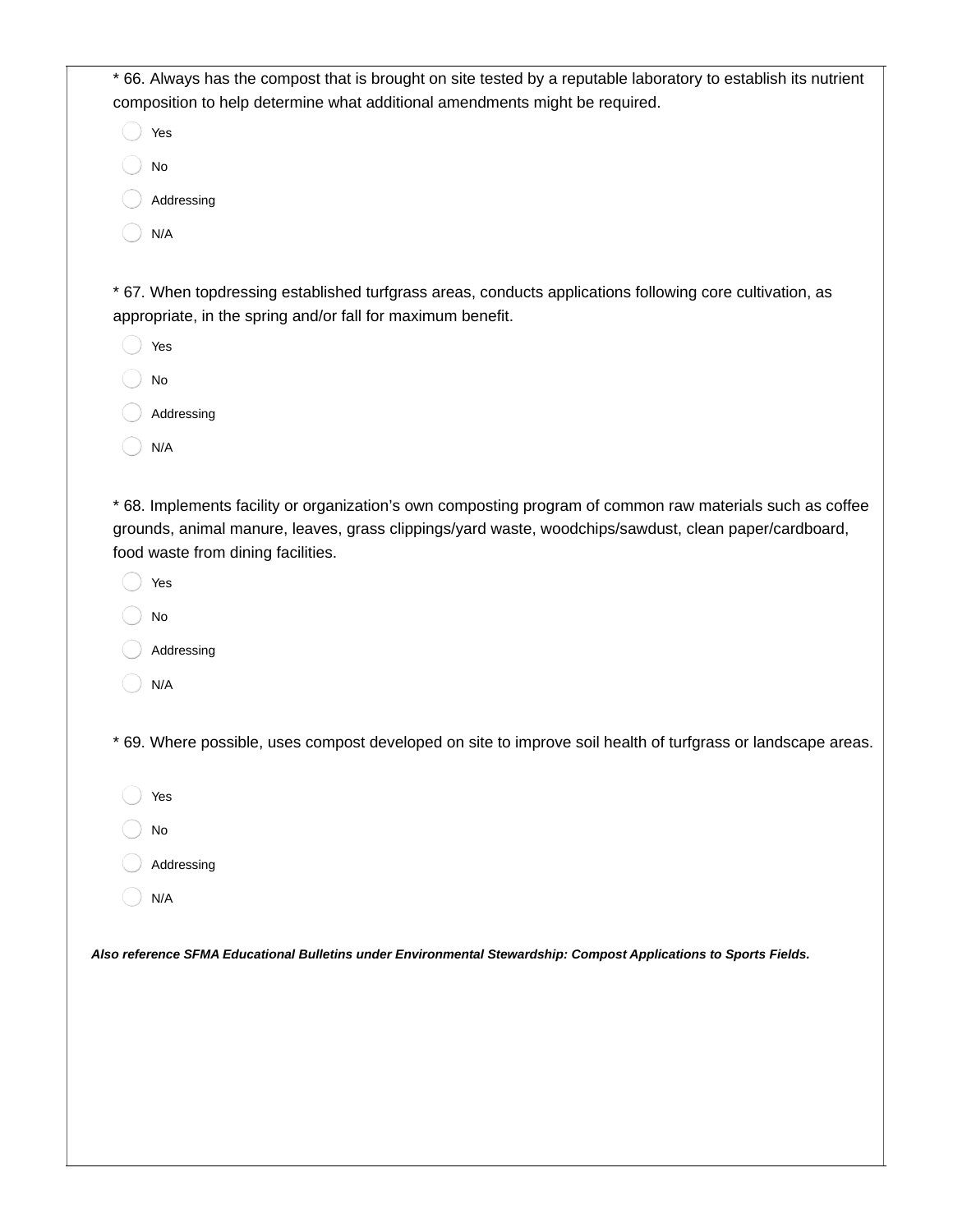* 66. Always has the compost that is brought on site tested by a reputable laboratory to establish its nutrient composition to help determine what additional amendments might be required.

- Yes
- No
- Addressing
- N/A

* 67. When topdressing established turfgrass areas, conducts applications following core cultivation, as appropriate, in the spring and/or fall for maximum benefit.

- Yes
- No
- Addressing
- N/A

* 68. Implements facility or organization's own composting program of common raw materials such as coffee grounds, animal manure, leaves, grass clippings/yard waste, woodchips/sawdust, clean paper/cardboard, food waste from dining facilities.

- Yes
- No
- Addressing
- N/A

* 69. Where possible, uses compost developed on site to improve soil health of turfgrass or landscape areas.

- Yes
- No
- Addressing
- N/A

***Also reference SFMA Educational Bulletins under Environmental Stewardship: Compost Applications to Sports Fields.***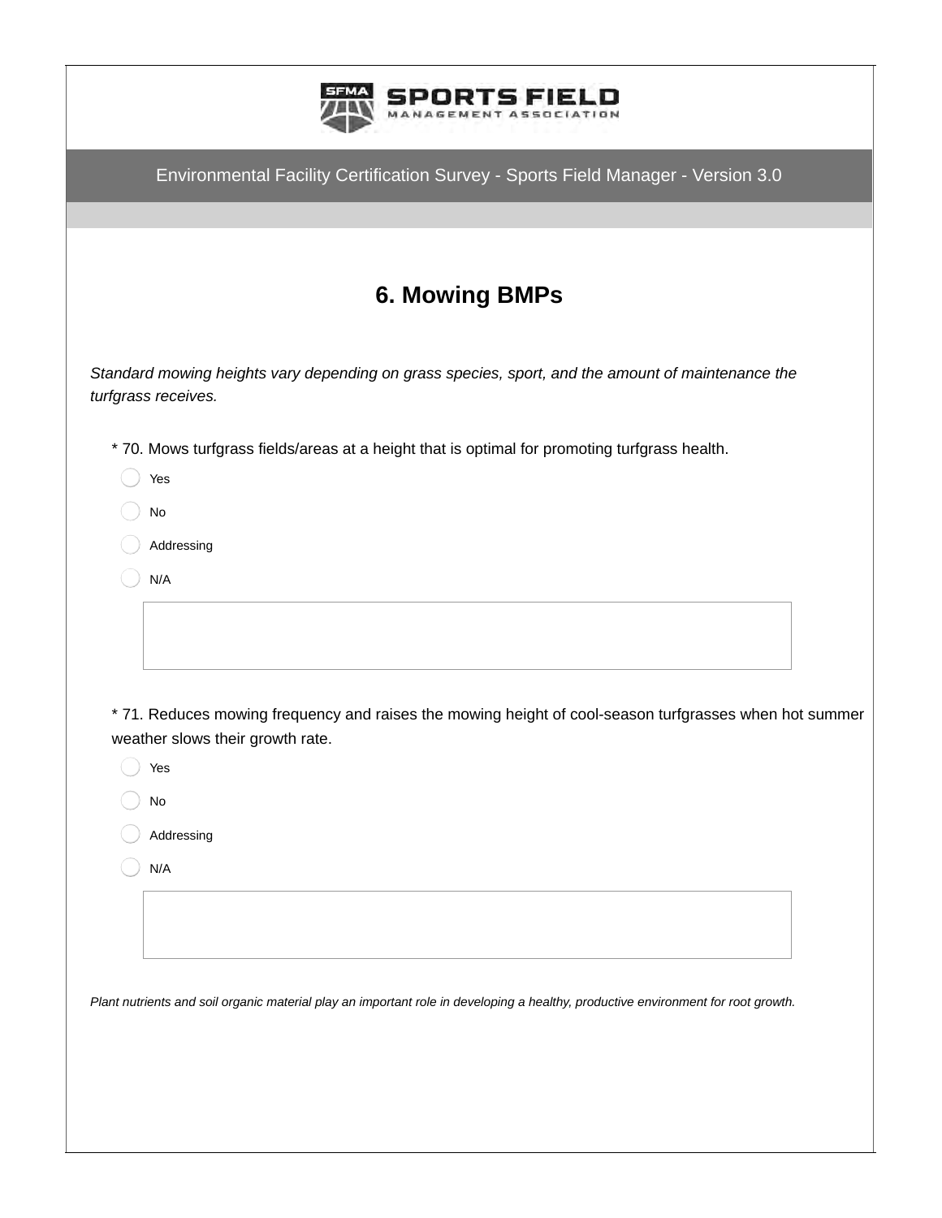Environmental Facility Certification Survey - Sports Field Manager - Version 3.0

## 6. Mowing BMPs

*Standard mowing heights vary depending on grass species, sport, and the amount of maintenance the turfgrass receives.*

* 70. Mows turfgrass fields/areas at a height that is optimal for promoting turfgrass health.

- Yes
- No
- Addressing
- N/A

* 71. Reduces mowing frequency and raises the mowing height of cool-season turfgrasses when hot summer weather slows their growth rate.

- Yes
- No
- Addressing
- N/A

*Plant nutrients and soil organic material play an important role in developing a healthy, productive environment for root growth.*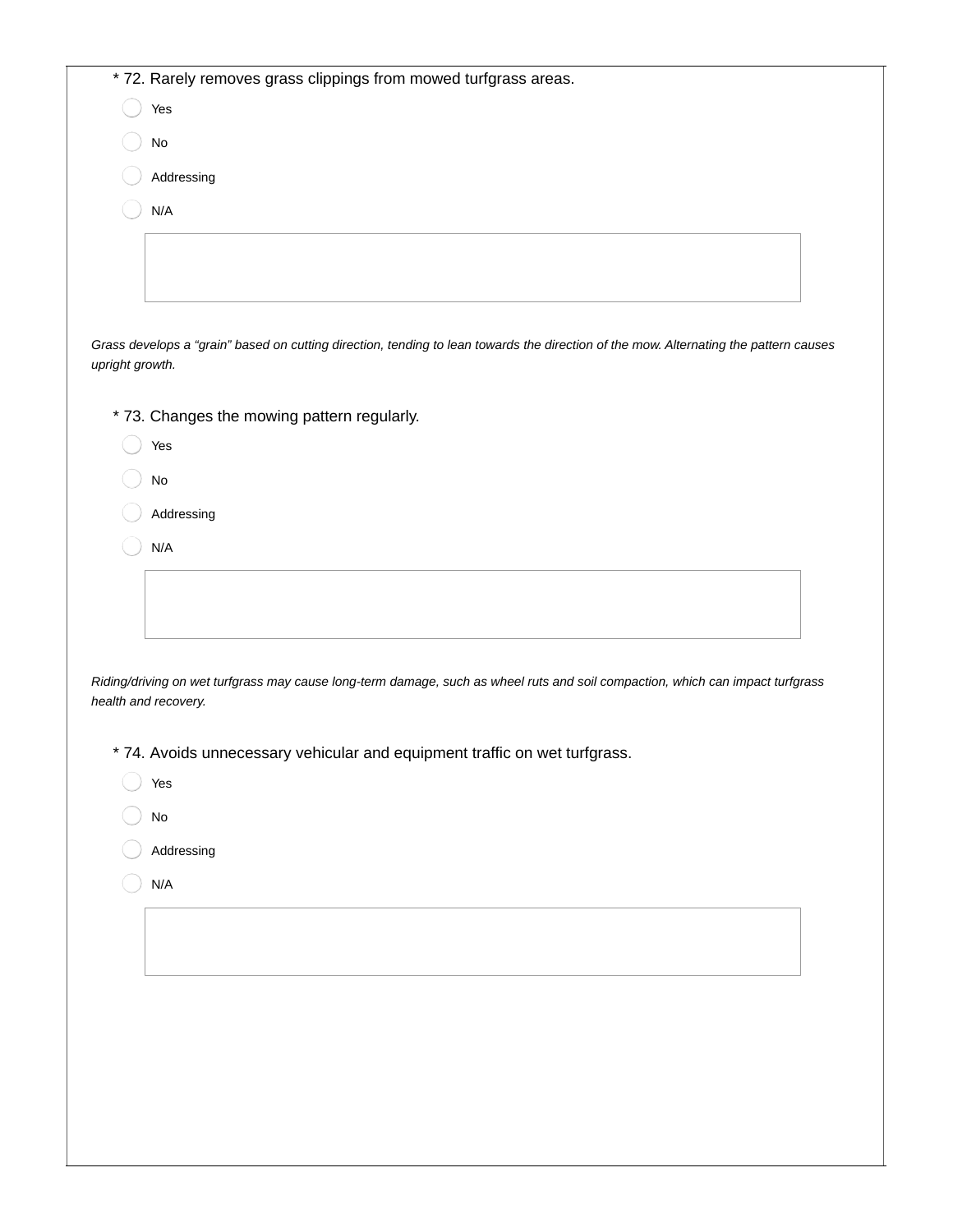\* 72. Rarely removes grass clippings from mowed turfgrass areas.

- Yes
- No
- Addressing
- N/A

*Grass develops a “grain” based on cutting direction, tending to lean towards the direction of the mow. Alternating the pattern causes upright growth.*

\* 73. Changes the mowing pattern regularly.

- Yes
- No
- Addressing
- N/A

*Riding/driving on wet turfgrass may cause long-term damage, such as wheel ruts and soil compaction, which can impact turfgrass health and recovery.*

\* 74. Avoids unnecessary vehicular and equipment traffic on wet turfgrass.

- Yes
- No
- Addressing
- N/A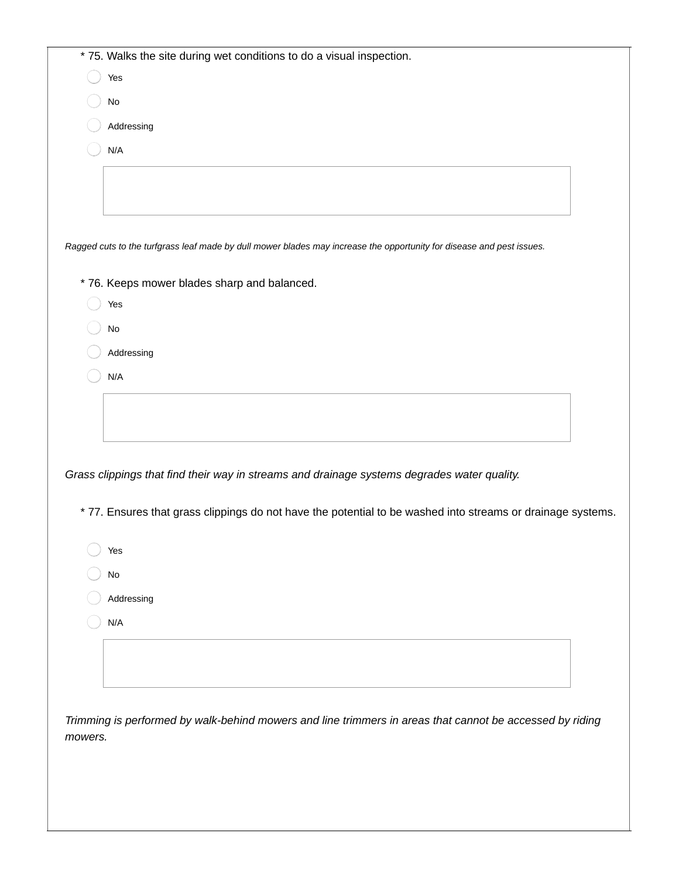* 75. Walks the site during wet conditions to do a visual inspection.

- Yes
- No
- Addressing
- N/A

*Ragged cuts to the turfgrass leaf made by dull mower blades may increase the opportunity for disease and pest issues.*

* 76. Keeps mower blades sharp and balanced.

- Yes
- No
- Addressing
- N/A

*Grass clippings that find their way in streams and drainage systems degrades water quality.*

* 77. Ensures that grass clippings do not have the potential to be washed into streams or drainage systems.

- Yes
- No
- Addressing
- N/A

*Trimming is performed by walk-behind mowers and line trimmers in areas that cannot be accessed by riding mowers.*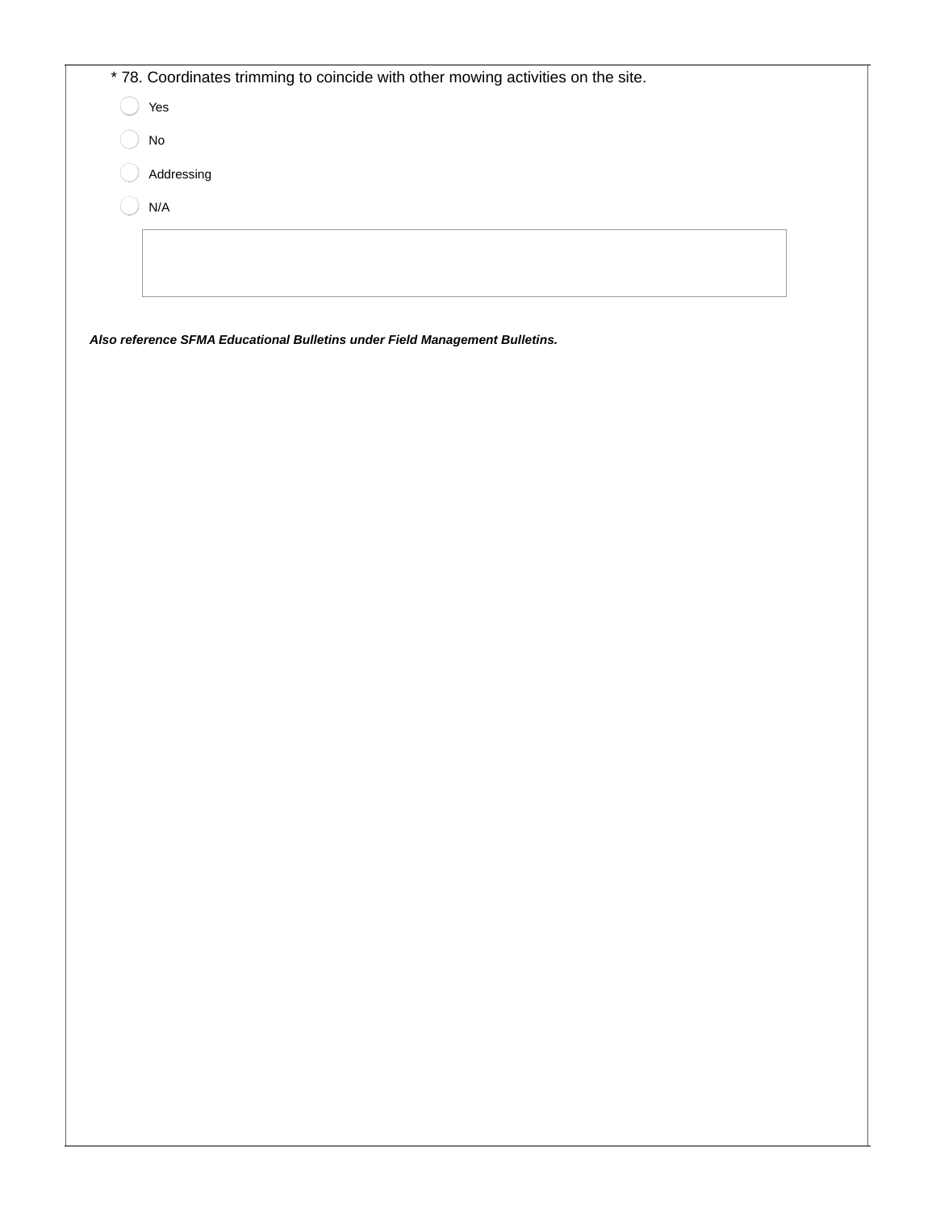\* 78. Coordinates trimming to coincide with other mowing activities on the site.

- Yes
- No
- Addressing
- N/A

***Also reference SFMA Educational Bulletins under Field Management Bulletins.***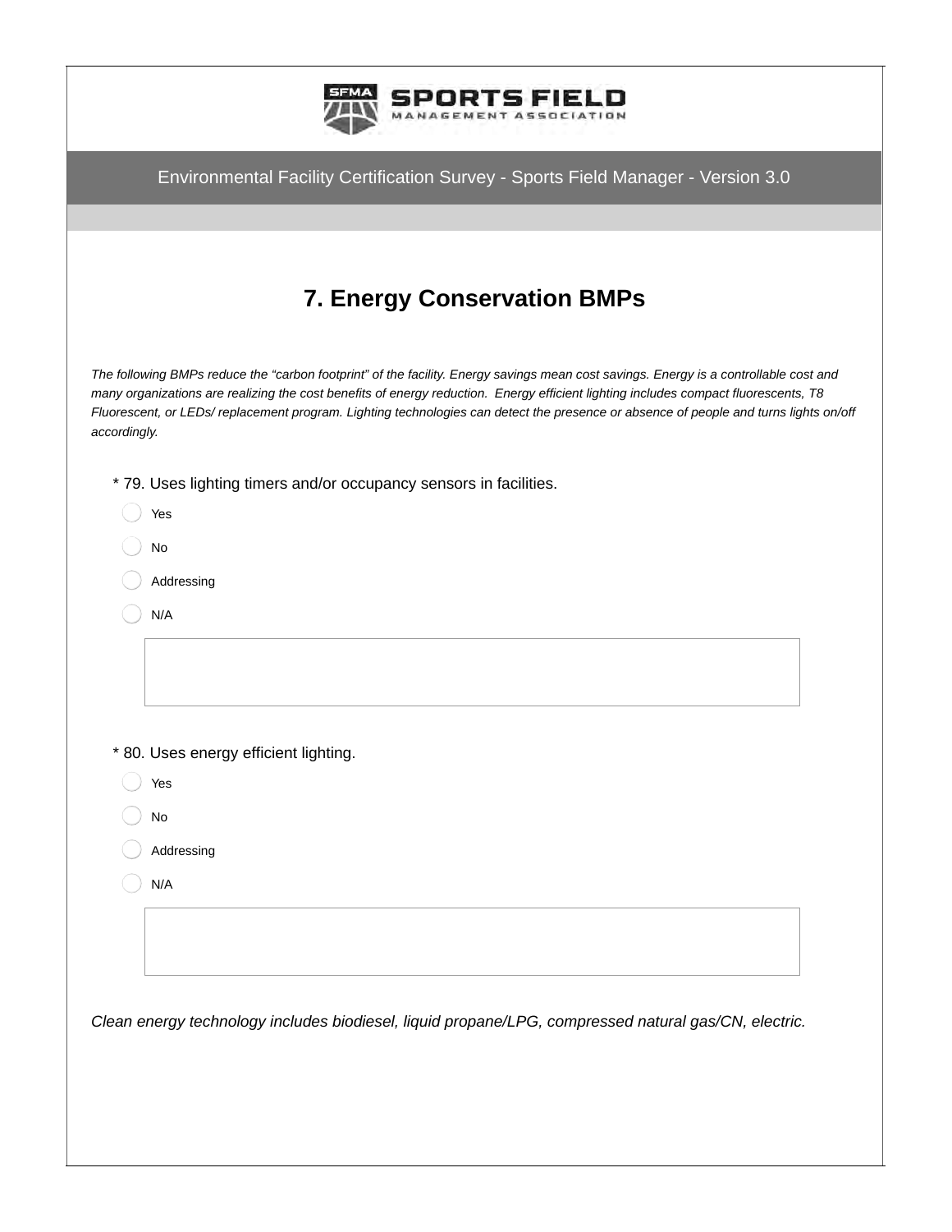Environmental Facility Certification Survey - Sports Field Manager - Version 3.0

# 7. Energy Conservation BMPs

*The following BMPs reduce the "carbon footprint" of the facility. Energy savings mean cost savings. Energy is a controllable cost and many organizations are realizing the cost benefits of energy reduction. Energy efficient lighting includes compact fluorescents, T8 Fluorescent, or LEDs/ replacement program. Lighting technologies can detect the presence or absence of people and turns lights on/off accordingly.*

\* 79. Uses lighting timers and/or occupancy sensors in facilities.

- Yes
- No
- Addressing
- N/A

\* 80. Uses energy efficient lighting.

- Yes
- No
- Addressing
- N/A

*Clean energy technology includes biodiesel, liquid propane/LPG, compressed natural gas/CN, electric.*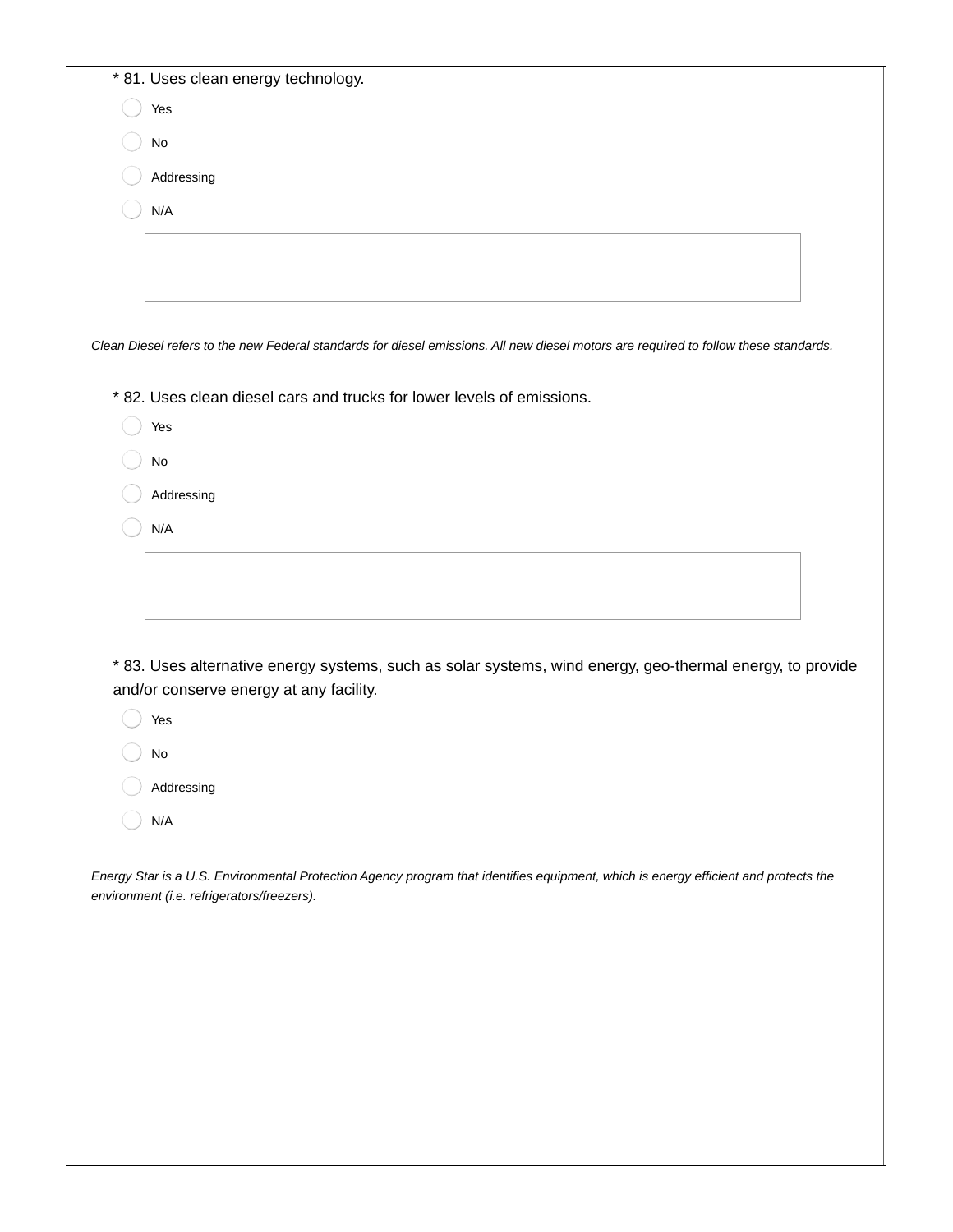\* 81. Uses clean energy technology.

- Yes
- No
- Addressing
- N/A

*Clean Diesel refers to the new Federal standards for diesel emissions. All new diesel motors are required to follow these standards.*

\* 82. Uses clean diesel cars and trucks for lower levels of emissions.

- Yes
- No
- Addressing
- N/A

\* 83. Uses alternative energy systems, such as solar systems, wind energy, geo-thermal energy, to provide and/or conserve energy at any facility.

- Yes
- No
- Addressing
- N/A

*Energy Star is a U.S. Environmental Protection Agency program that identifies equipment, which is energy efficient and protects the environment (i.e. refrigerators/freezers).*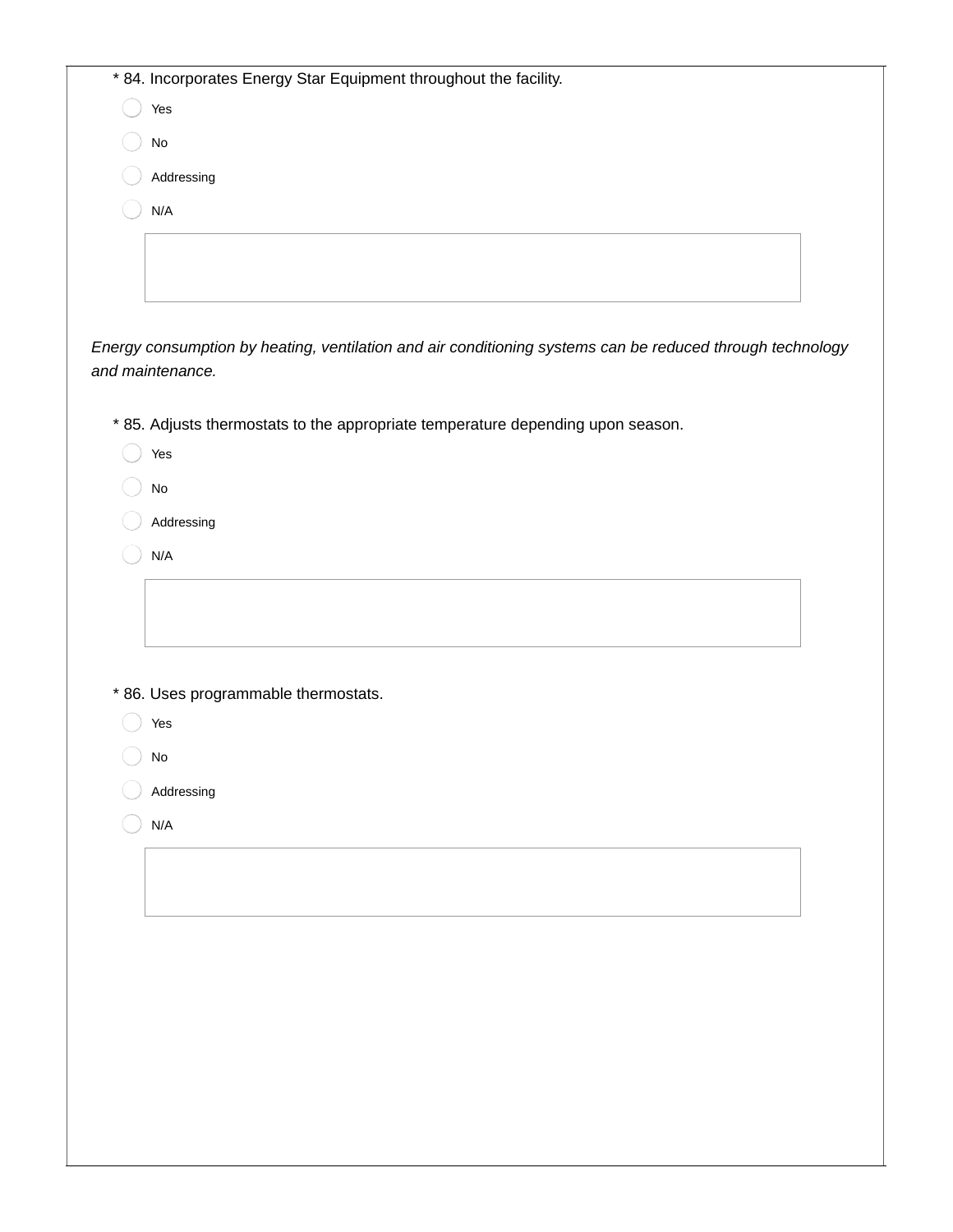\* 84. Incorporates Energy Star Equipment throughout the facility.

- Yes
- No
- Addressing
- N/A

*Energy consumption by heating, ventilation and air conditioning systems can be reduced through technology and maintenance.*

\* 85. Adjusts thermostats to the appropriate temperature depending upon season.

- Yes
- No
- Addressing
- N/A

\* 86. Uses programmable thermostats.

- Yes
- No
- Addressing
- N/A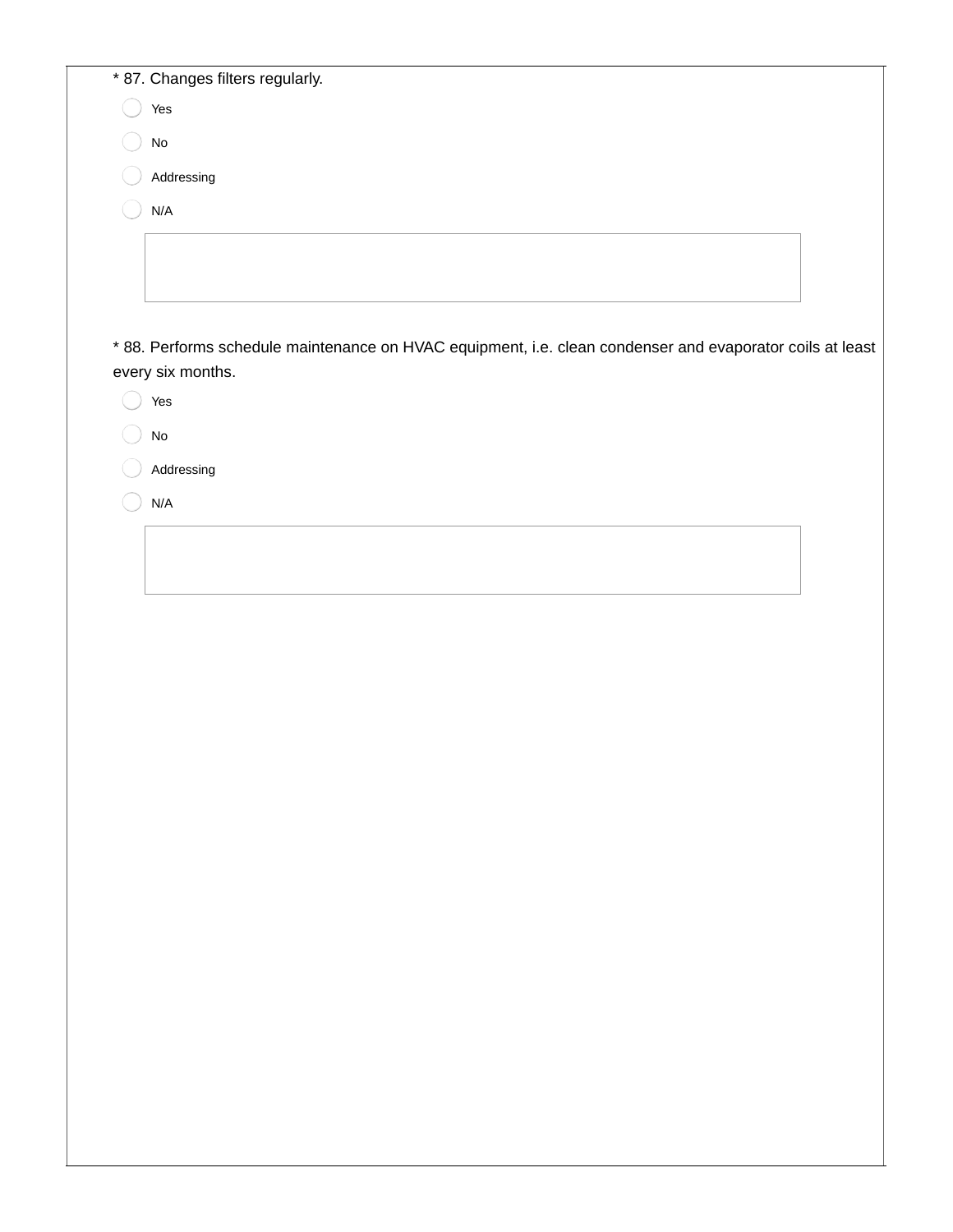* 87. Changes filters regularly.

- Yes
- No
- Addressing
- N/A

* 88. Performs schedule maintenance on HVAC equipment, i.e. clean condenser and evaporator coils at least every six months.

- Yes
- No
- Addressing
- N/A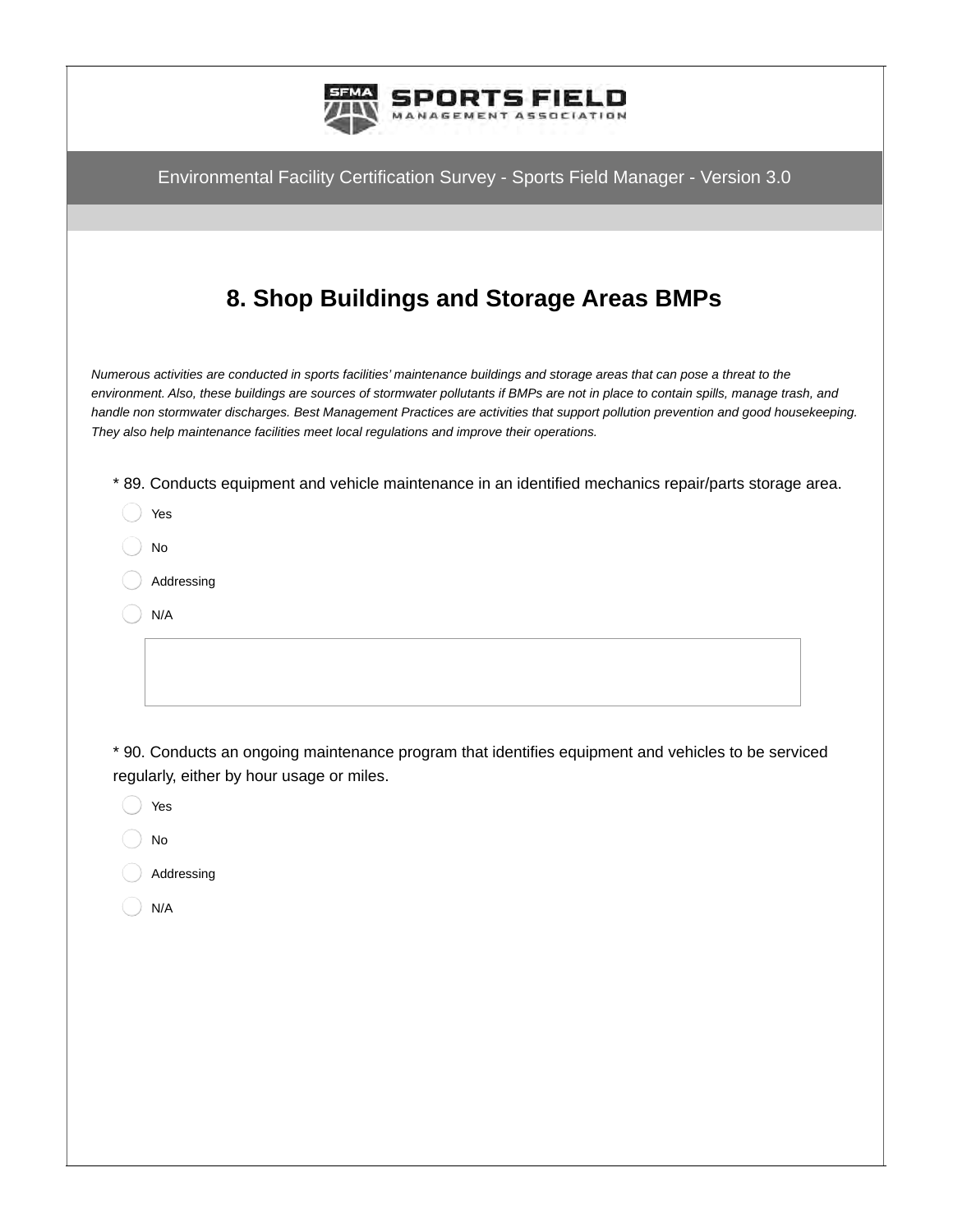Environmental Facility Certification Survey - Sports Field Manager - Version 3.0

## 8. Shop Buildings and Storage Areas BMPs

*Numerous activities are conducted in sports facilities' maintenance buildings and storage areas that can pose a threat to the environment. Also, these buildings are sources of stormwater pollutants if BMPs are not in place to contain spills, manage trash, and handle non stormwater discharges. Best Management Practices are activities that support pollution prevention and good housekeeping. They also help maintenance facilities meet local regulations and improve their operations.*

* 89. Conducts equipment and vehicle maintenance in an identified mechanics repair/parts storage area.

- Yes
- No
- Addressing
- N/A

* 90. Conducts an ongoing maintenance program that identifies equipment and vehicles to be serviced regularly, either by hour usage or miles.

- Yes
- No
- Addressing
- N/A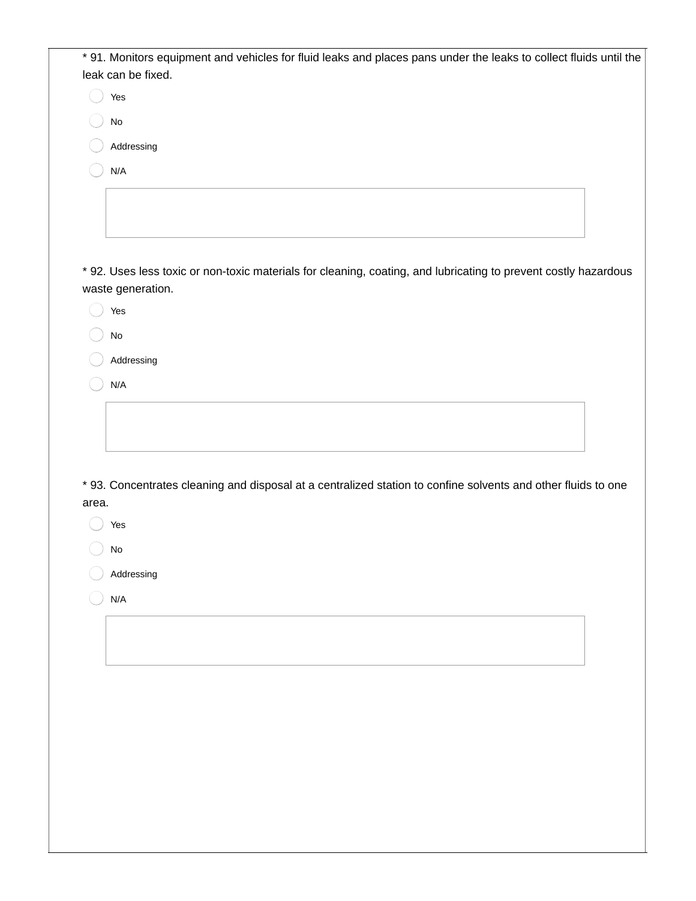* 91. Monitors equipment and vehicles for fluid leaks and places pans under the leaks to collect fluids until the leak can be fixed.

- Yes
- No
- Addressing
- N/A

* 92. Uses less toxic or non-toxic materials for cleaning, coating, and lubricating to prevent costly hazardous waste generation.

- Yes
- No
- Addressing
- N/A

* 93. Concentrates cleaning and disposal at a centralized station to confine solvents and other fluids to one area.

- Yes
- No
- Addressing
- N/A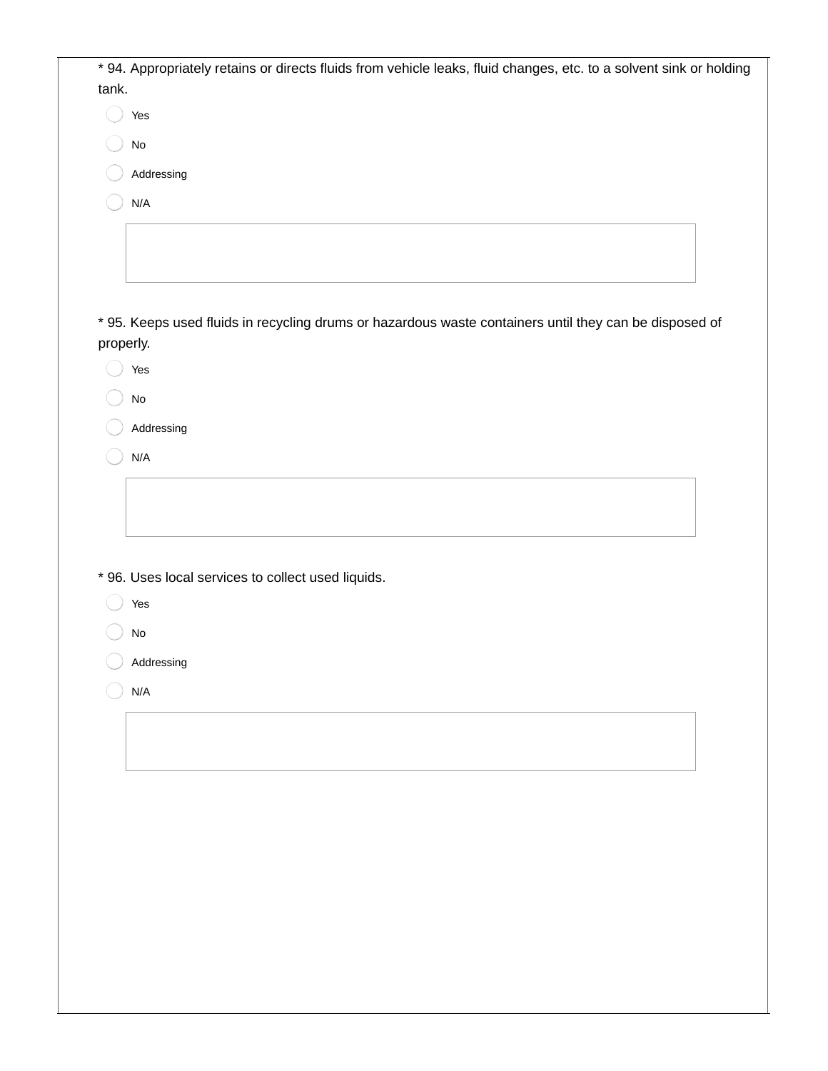* 94. Appropriately retains or directs fluids from vehicle leaks, fluid changes, etc. to a solvent sink or holding tank.

- Yes
- No
- Addressing
- N/A

* 95. Keeps used fluids in recycling drums or hazardous waste containers until they can be disposed of properly.

- Yes
- No
- Addressing
- N/A

* 96. Uses local services to collect used liquids.

- Yes
- No
- Addressing
- N/A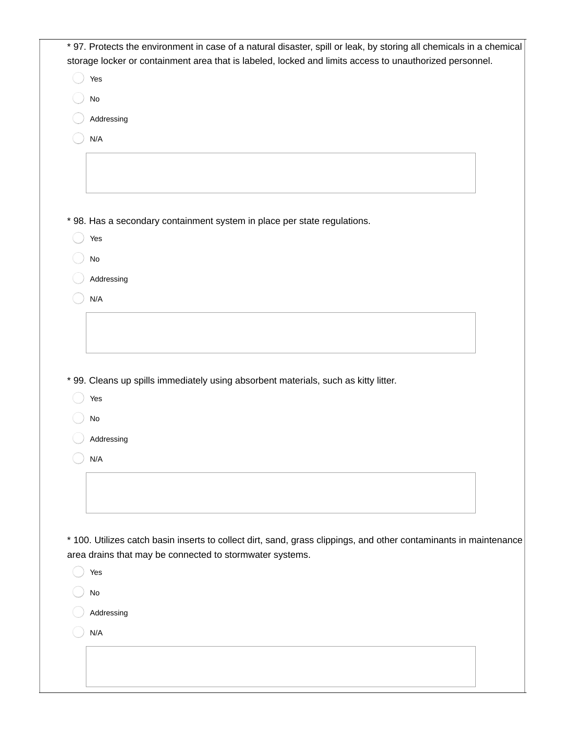* 97. Protects the environment in case of a natural disaster, spill or leak, by storing all chemicals in a chemical storage locker or containment area that is labeled, locked and limits access to unauthorized personnel.

- Yes
- No
- Addressing
- N/A

* 98. Has a secondary containment system in place per state regulations.

- Yes
- No
- Addressing
- N/A

* 99. Cleans up spills immediately using absorbent materials, such as kitty litter.

- Yes
- No
- Addressing
- N/A

* 100. Utilizes catch basin inserts to collect dirt, sand, grass clippings, and other contaminants in maintenance area drains that may be connected to stormwater systems.

- Yes
- No
- Addressing
- N/A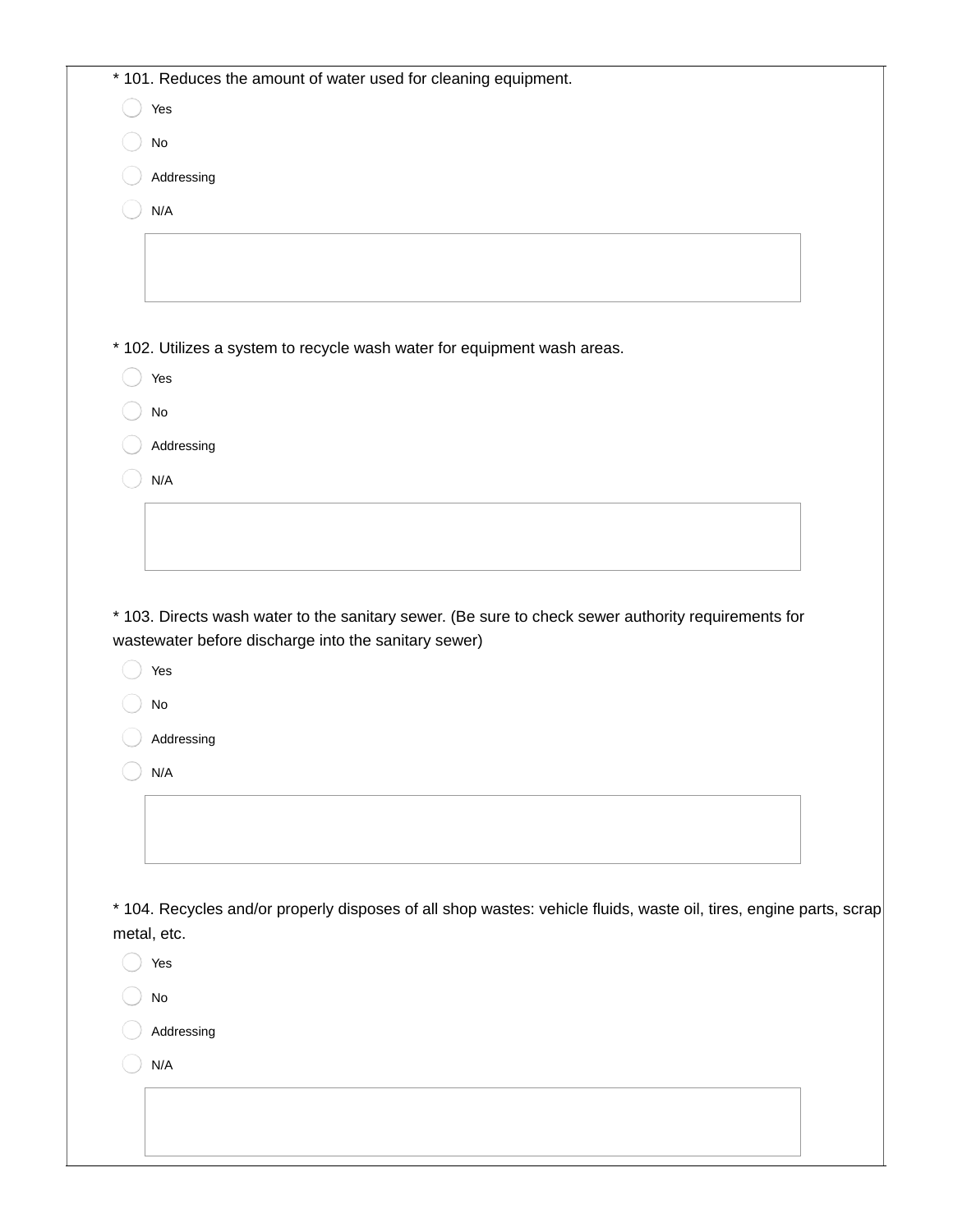* 101. Reduces the amount of water used for cleaning equipment.

- Yes
- No
- Addressing
- N/A

* 102. Utilizes a system to recycle wash water for equipment wash areas.

- Yes
- No
- Addressing
- N/A

* 103. Directs wash water to the sanitary sewer. (Be sure to check sewer authority requirements for wastewater before discharge into the sanitary sewer)

- Yes
- No
- Addressing
- N/A

* 104. Recycles and/or properly disposes of all shop wastes: vehicle fluids, waste oil, tires, engine parts, scrap metal, etc.

- Yes
- No
- Addressing
- N/A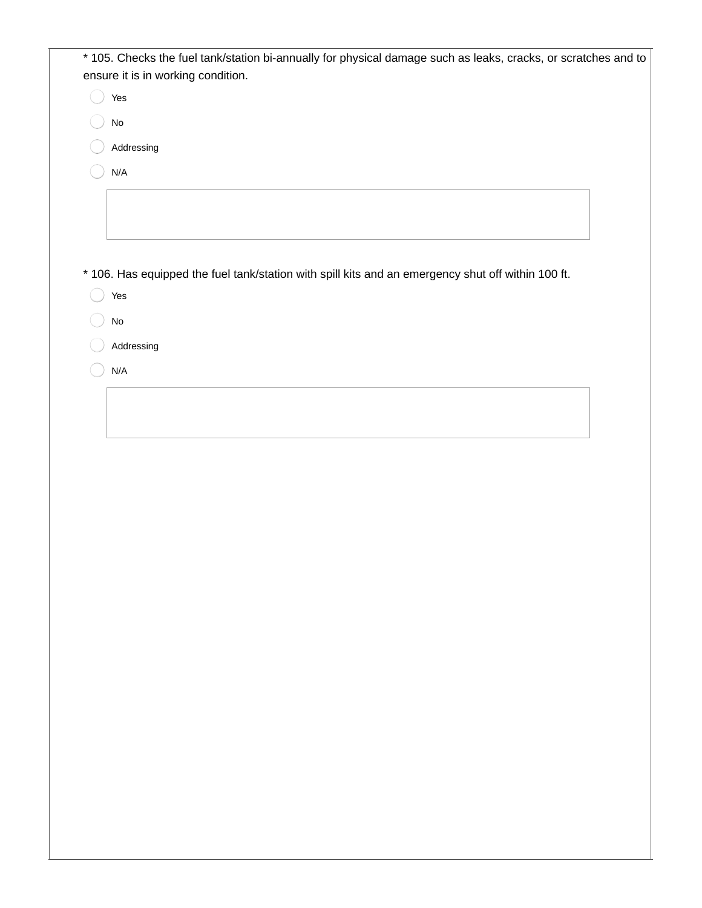* 105. Checks the fuel tank/station bi-annually for physical damage such as leaks, cracks, or scratches and to ensure it is in working condition.

- Yes
- No
- Addressing
- N/A

* 106. Has equipped the fuel tank/station with spill kits and an emergency shut off within 100 ft.

- Yes
- No
- Addressing
- N/A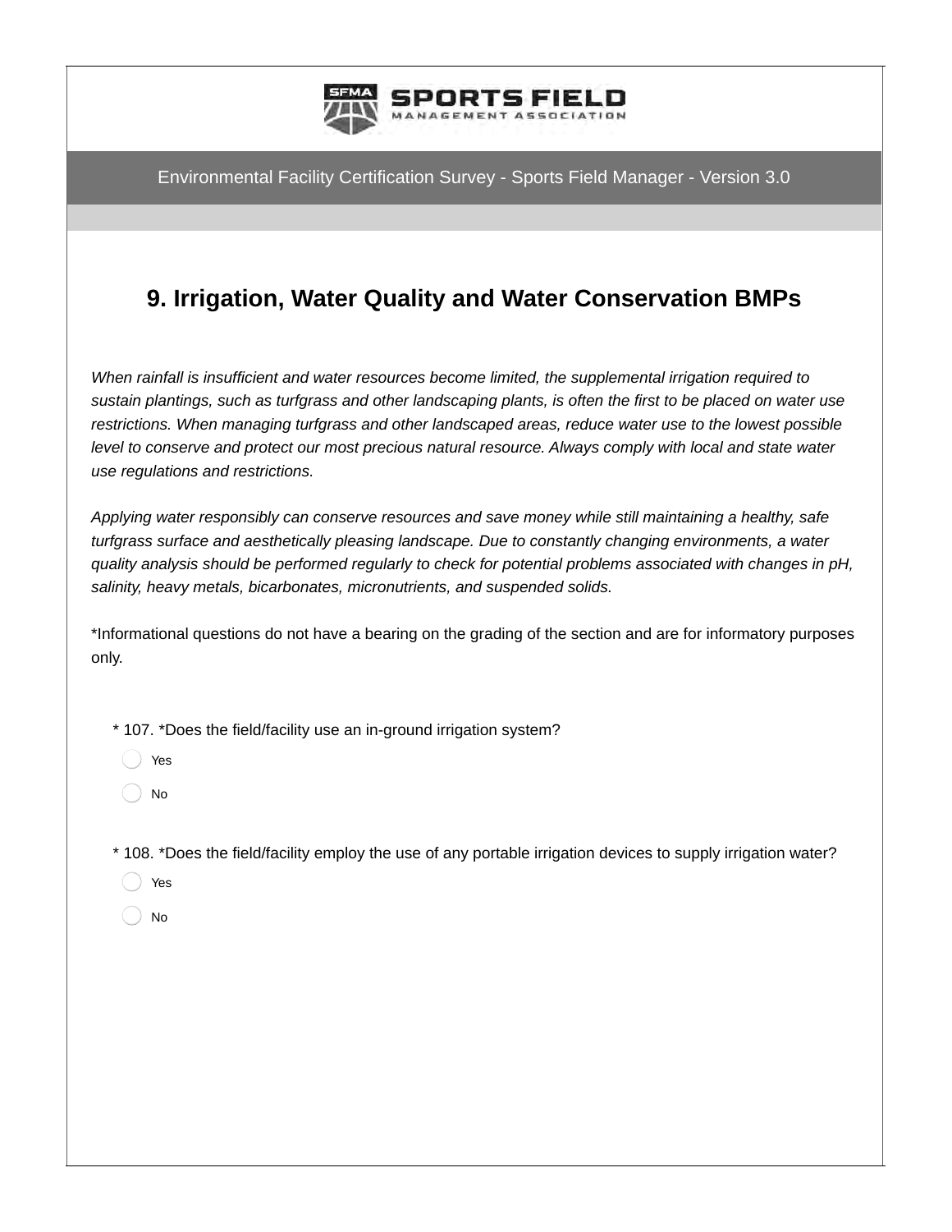Environmental Facility Certification Survey - Sports Field Manager - Version 3.0

## 9. Irrigation, Water Quality and Water Conservation BMPs

*When rainfall is insufficient and water resources become limited, the supplemental irrigation required to sustain plantings, such as turfgrass and other landscaping plants, is often the first to be placed on water use restrictions. When managing turfgrass and other landscaped areas, reduce water use to the lowest possible level to conserve and protect our most precious natural resource. Always comply with local and state water use regulations and restrictions.*

*Applying water responsibly can conserve resources and save money while still maintaining a healthy, safe turfgrass surface and aesthetically pleasing landscape. Due to constantly changing environments, a water quality analysis should be performed regularly to check for potential problems associated with changes in pH, salinity, heavy metals, bicarbonates, micronutrients, and suspended solids.*

*Informational questions do not have a bearing on the grading of the section and are for informatory purposes only.

\* 107. *Does the field/facility use an in-ground irrigation system?

- Yes
- No

\* 108. *Does the field/facility employ the use of any portable irrigation devices to supply irrigation water?

- Yes
- No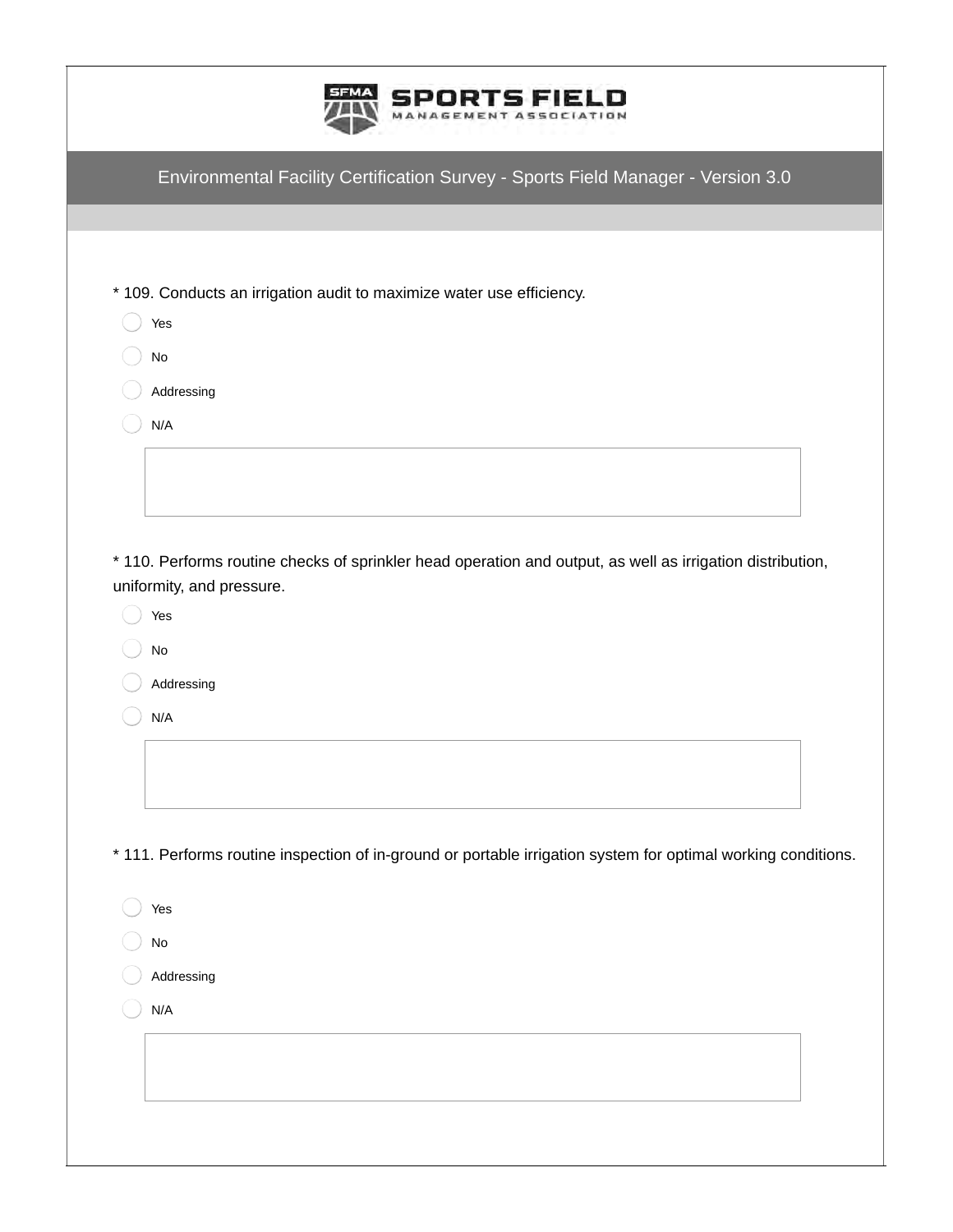Environmental Facility Certification Survey - Sports Field Manager - Version 3.0

* 109. Conducts an irrigation audit to maximize water use efficiency.

- Yes
- No
- Addressing
- N/A

* 110. Performs routine checks of sprinkler head operation and output, as well as irrigation distribution, uniformity, and pressure.

- Yes
- No
- Addressing
- N/A

* 111. Performs routine inspection of in-ground or portable irrigation system for optimal working conditions.

- Yes
- No
- Addressing
- N/A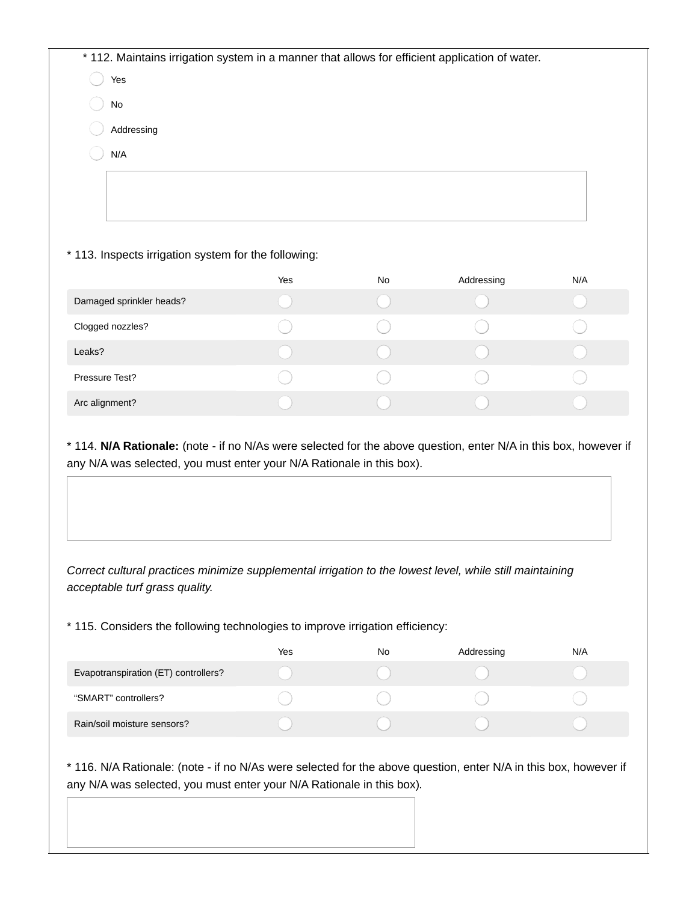\* 112. Maintains irrigation system in a manner that allows for efficient application of water.

- Yes
- No
- Addressing
- N/A

\* 113. Inspects irrigation system for the following:

| | Yes | No | Addressing | N/A |
|---|---|---|---|---|
| Damaged sprinkler heads? | | | | |
| Clogged nozzles? | | | | |
| Leaks? | | | | |
| Pressure Test? | | | | |
| Arc alignment? | | | | |

\* 114. **N/A Rationale:** (note - if no N/As were selected for the above question, enter N/A in this box, however if any N/A was selected, you must enter your N/A Rationale in this box).

*Correct cultural practices minimize supplemental irrigation to the lowest level, while still maintaining acceptable turf grass quality.*

\* 115. Considers the following technologies to improve irrigation efficiency:

| | Yes | No | Addressing | N/A |
|---|---|---|---|---|
| Evapotranspiration (ET) controllers? | | | | |
| “SMART” controllers? | | | | |
| Rain/soil moisture sensors? | | | | |

\* 116. N/A Rationale: (note - if no N/As were selected for the above question, enter N/A in this box, however if any N/A was selected, you must enter your N/A Rationale in this box).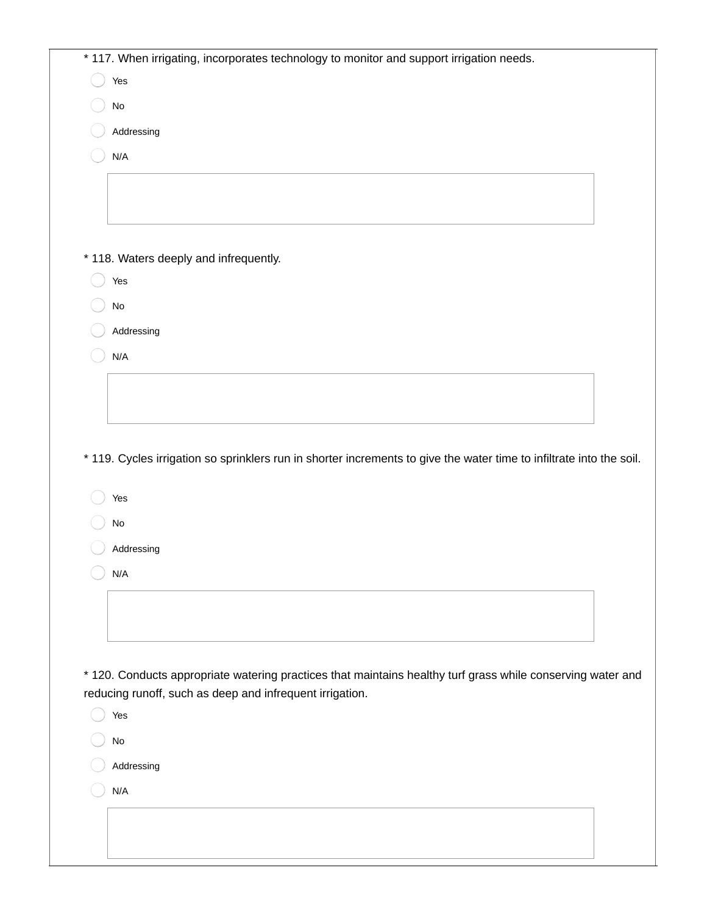* 117. When irrigating, incorporates technology to monitor and support irrigation needs.

- Yes
- No
- Addressing
- N/A

* 118. Waters deeply and infrequently.

- Yes
- No
- Addressing
- N/A

* 119. Cycles irrigation so sprinklers run in shorter increments to give the water time to infiltrate into the soil.

- Yes
- No
- Addressing
- N/A

* 120. Conducts appropriate watering practices that maintains healthy turf grass while conserving water and reducing runoff, such as deep and infrequent irrigation.

- Yes
- No
- Addressing
- N/A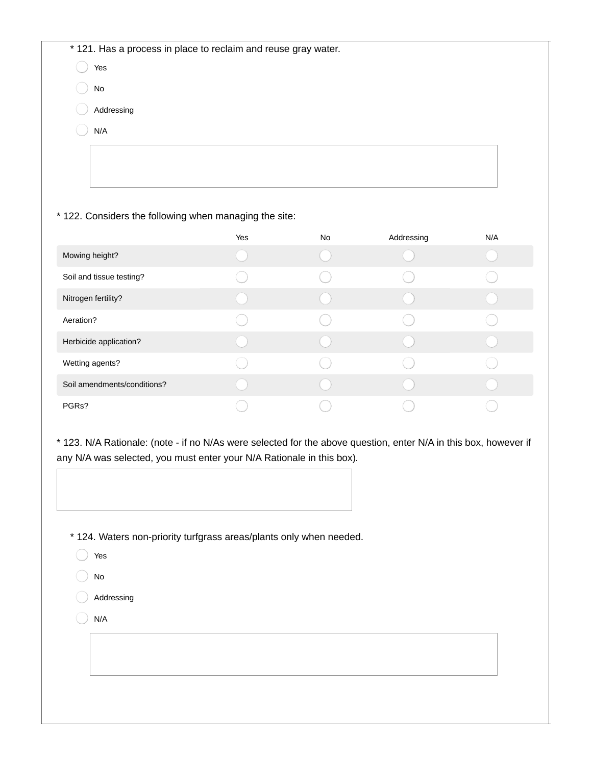* 121. Has a process in place to reclaim and reuse gray water.

- Yes
- No
- Addressing
- N/A

* 122. Considers the following when managing the site:

| | Yes | No | Addressing | N/A |
|---|---|---|---|---|
| Mowing height? | | | | |
| Soil and tissue testing? | | | | |
| Nitrogen fertility? | | | | |
| Aeration? | | | | |
| Herbicide application? | | | | |
| Wetting agents? | | | | |
| Soil amendments/conditions? | | | | |
| PGRs? | | | | |

* 123. N/A Rationale: (note - if no N/As were selected for the above question, enter N/A in this box, however if any N/A was selected, you must enter your N/A Rationale in this box).

* 124. Waters non-priority turfgrass areas/plants only when needed.

- Yes
- No
- Addressing
- N/A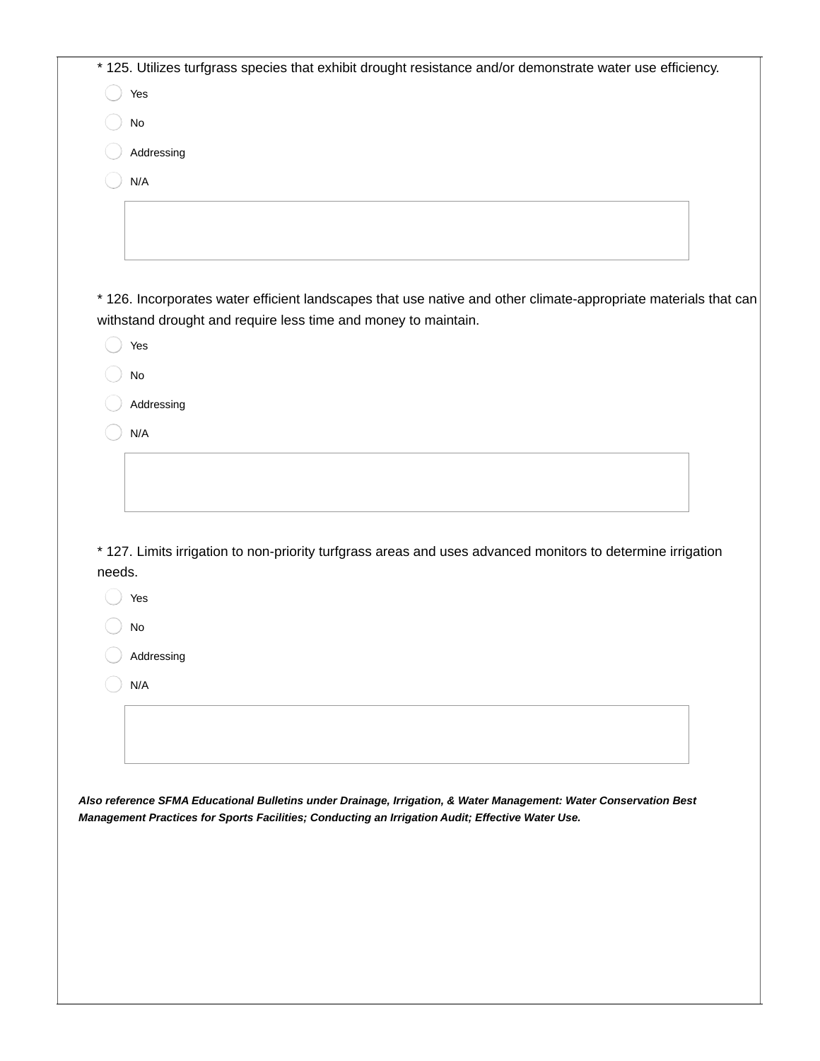* 125. Utilizes turfgrass species that exhibit drought resistance and/or demonstrate water use efficiency.

- Yes
- No
- Addressing
- N/A

* 126. Incorporates water efficient landscapes that use native and other climate-appropriate materials that can withstand drought and require less time and money to maintain.

- Yes
- No
- Addressing
- N/A

* 127. Limits irrigation to non-priority turfgrass areas and uses advanced monitors to determine irrigation needs.

- Yes
- No
- Addressing
- N/A

***Also reference SFMA Educational Bulletins under Drainage, Irrigation, & Water Management: Water Conservation Best Management Practices for Sports Facilities; Conducting an Irrigation Audit; Effective Water Use.***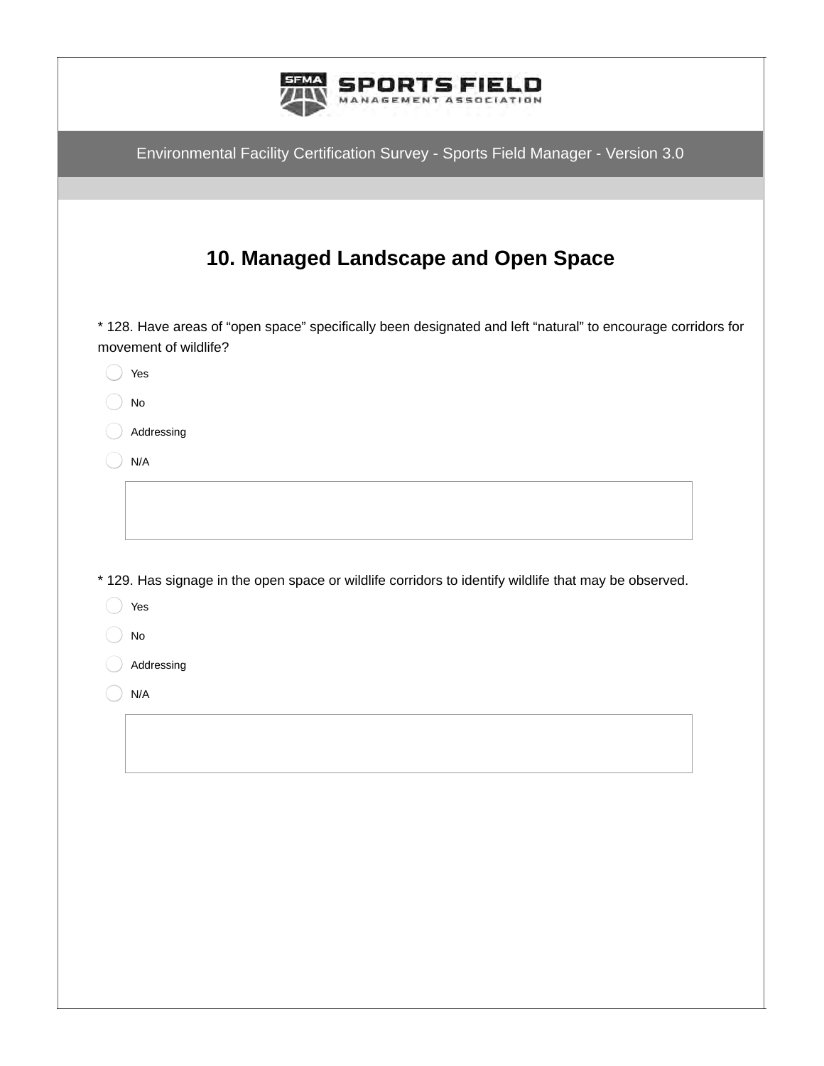Environmental Facility Certification Survey - Sports Field Manager - Version 3.0

## 10. Managed Landscape and Open Space

* 128. Have areas of “open space” specifically been designated and left “natural” to encourage corridors for movement of wildlife?

- Yes
- No
- Addressing
- N/A

* 129. Has signage in the open space or wildlife corridors to identify wildlife that may be observed.

- Yes
- No
- Addressing
- N/A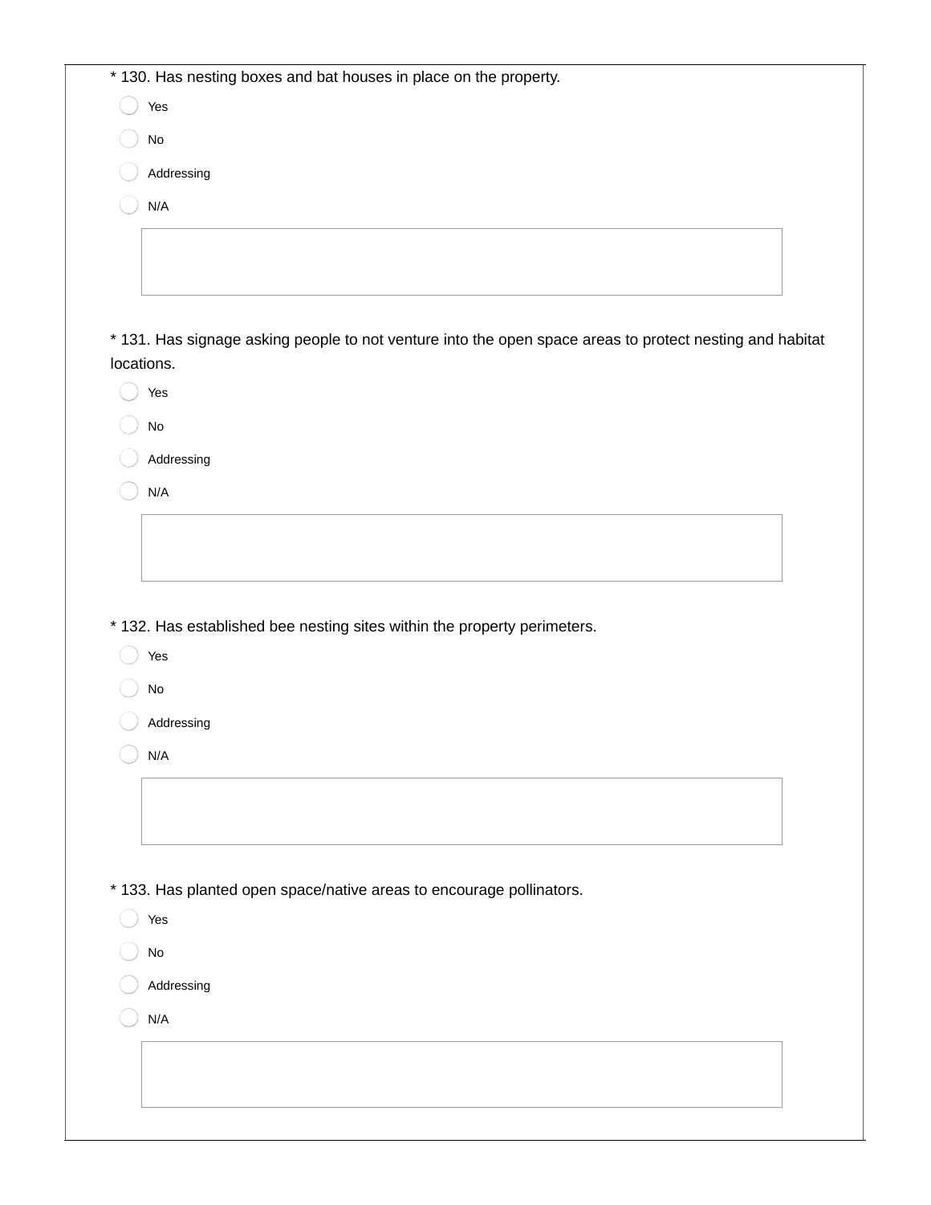* 130. Has nesting boxes and bat houses in place on the property.

- Yes
- No
- Addressing
- N/A

* 131. Has signage asking people to not venture into the open space areas to protect nesting and habitat locations.

- Yes
- No
- Addressing
- N/A

* 132. Has established bee nesting sites within the property perimeters.

- Yes
- No
- Addressing
- N/A

* 133. Has planted open space/native areas to encourage pollinators.

- Yes
- No
- Addressing
- N/A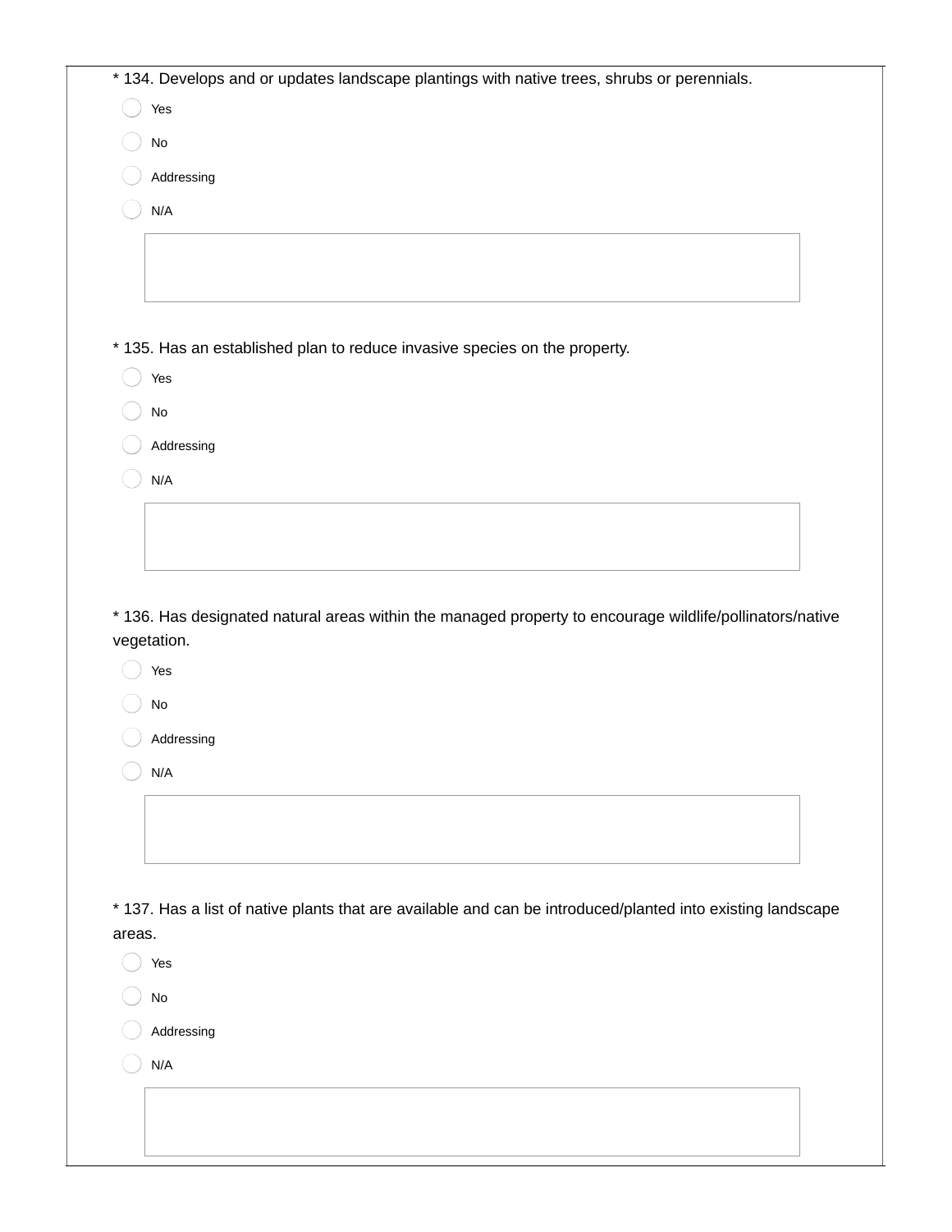\* 134. Develops and or updates landscape plantings with native trees, shrubs or perennials.

- Yes
- No
- Addressing
- N/A

\* 135. Has an established plan to reduce invasive species on the property.

- Yes
- No
- Addressing
- N/A

\* 136. Has designated natural areas within the managed property to encourage wildlife/pollinators/native vegetation.

- Yes
- No
- Addressing
- N/A

\* 137. Has a list of native plants that are available and can be introduced/planted into existing landscape areas.

- Yes
- No
- Addressing
- N/A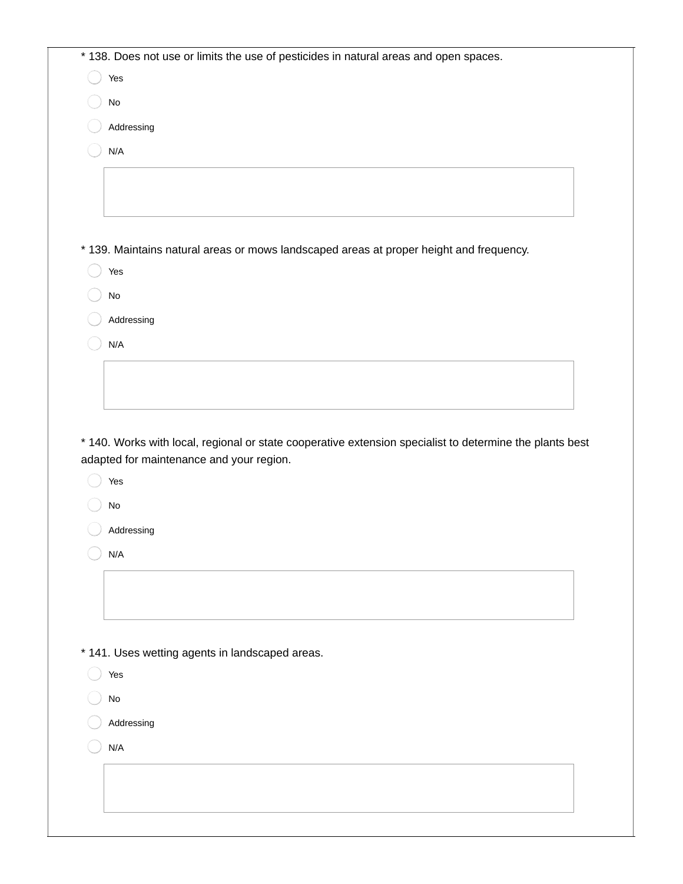* 138. Does not use or limits the use of pesticides in natural areas and open spaces.

- Yes
- No
- Addressing
- N/A

* 139. Maintains natural areas or mows landscaped areas at proper height and frequency.

- Yes
- No
- Addressing
- N/A

* 140. Works with local, regional or state cooperative extension specialist to determine the plants best adapted for maintenance and your region.

- Yes
- No
- Addressing
- N/A

* 141. Uses wetting agents in landscaped areas.

- Yes
- No
- Addressing
- N/A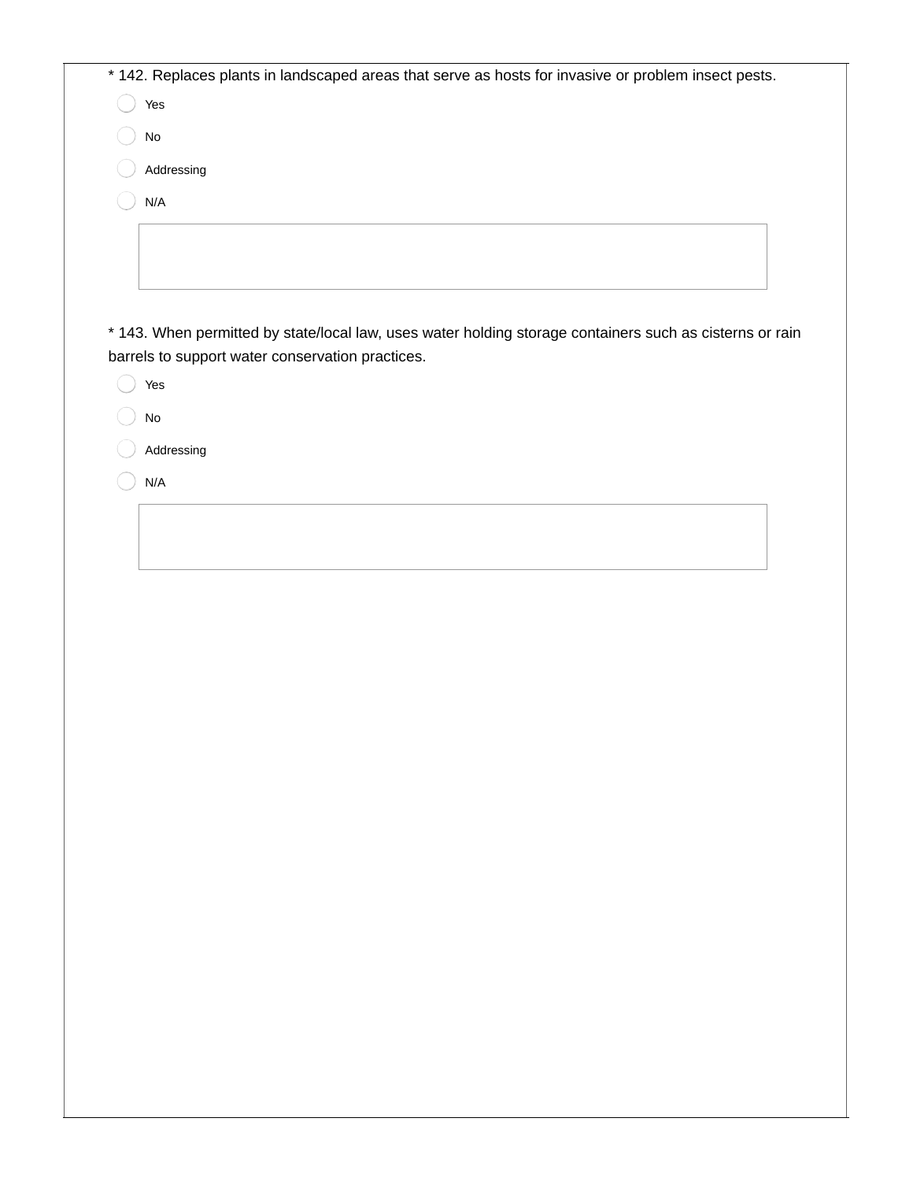\* 142. Replaces plants in landscaped areas that serve as hosts for invasive or problem insect pests.

- ◯ Yes
- ◯ No
- ◯ Addressing
- ◯ N/A

\* 143. When permitted by state/local law, uses water holding storage containers such as cisterns or rain barrels to support water conservation practices.

- ◯ Yes
- ◯ No
- ◯ Addressing
- ◯ N/A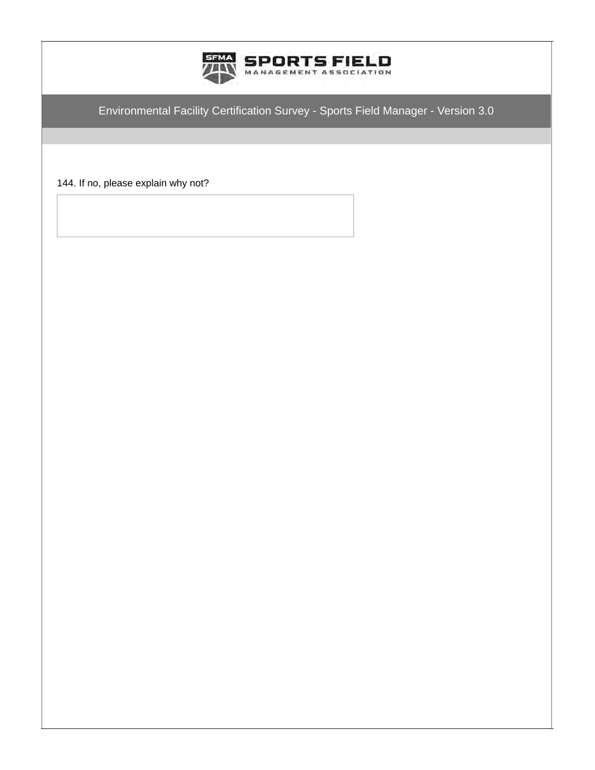144. If no, please explain why not?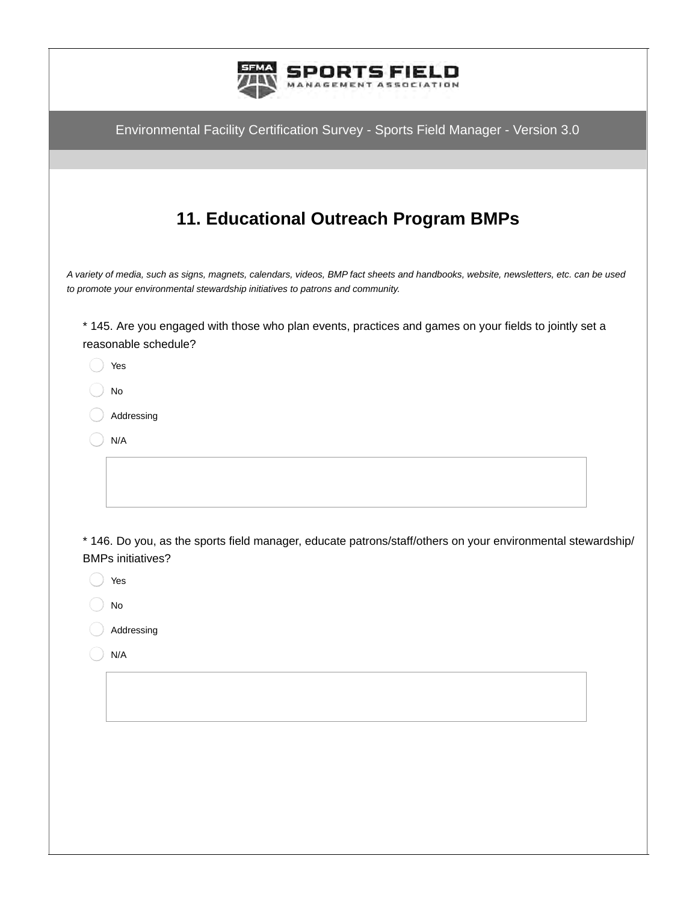Environmental Facility Certification Survey - Sports Field Manager - Version 3.0

## 11. Educational Outreach Program BMPs

*A variety of media, such as signs, magnets, calendars, videos, BMP fact sheets and handbooks, website, newsletters, etc. can be used to promote your environmental stewardship initiatives to patrons and community.*

\* 145. Are you engaged with those who plan events, practices and games on your fields to jointly set a reasonable schedule?

- Yes
- No
- Addressing
- N/A

\* 146. Do you, as the sports field manager, educate patrons/staff/others on your environmental stewardship/ BMPs initiatives?

- Yes
- No
- Addressing
- N/A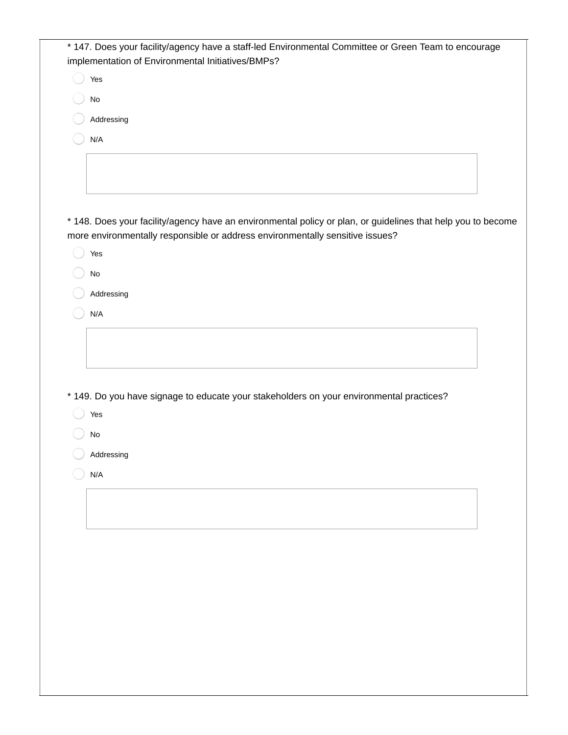* 147. Does your facility/agency have a staff-led Environmental Committee or Green Team to encourage implementation of Environmental Initiatives/BMPs?

- Yes
- No
- Addressing
- N/A

* 148. Does your facility/agency have an environmental policy or plan, or guidelines that help you to become more environmentally responsible or address environmentally sensitive issues?

- Yes
- No
- Addressing
- N/A

* 149. Do you have signage to educate your stakeholders on your environmental practices?

- Yes
- No
- Addressing
- N/A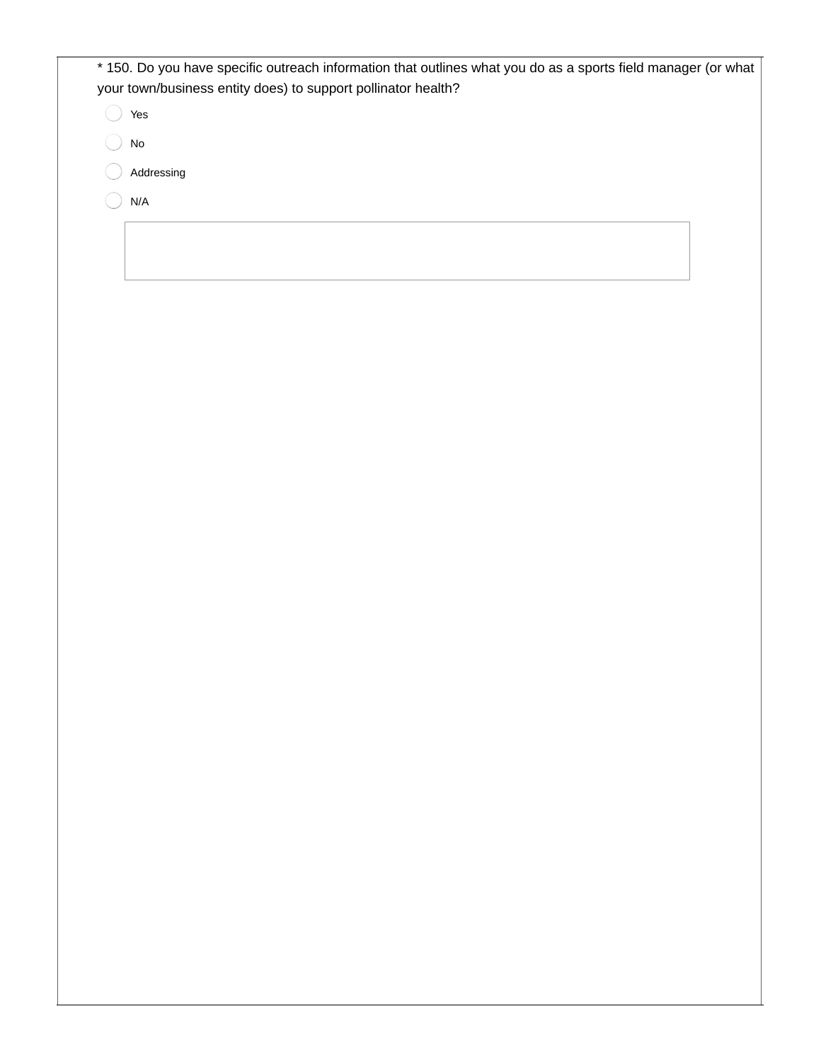* 150. Do you have specific outreach information that outlines what you do as a sports field manager (or what your town/business entity does) to support pollinator health?

- Yes
- No
- Addressing
- N/A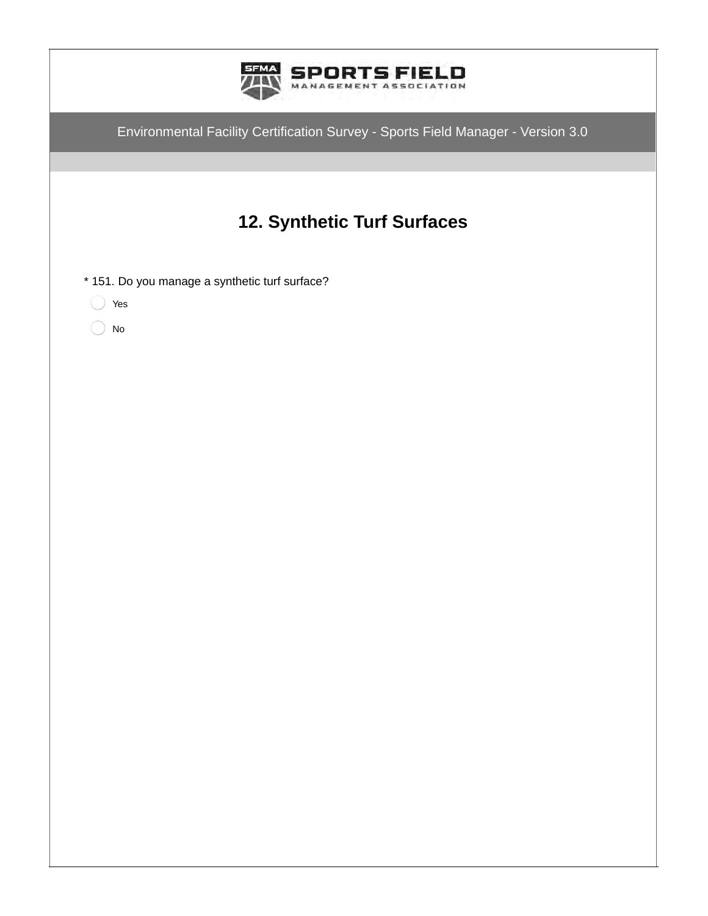## 12. Synthetic Turf Surfaces

* 151. Do you manage a synthetic turf surface?

- ◯ Yes
- ◯ No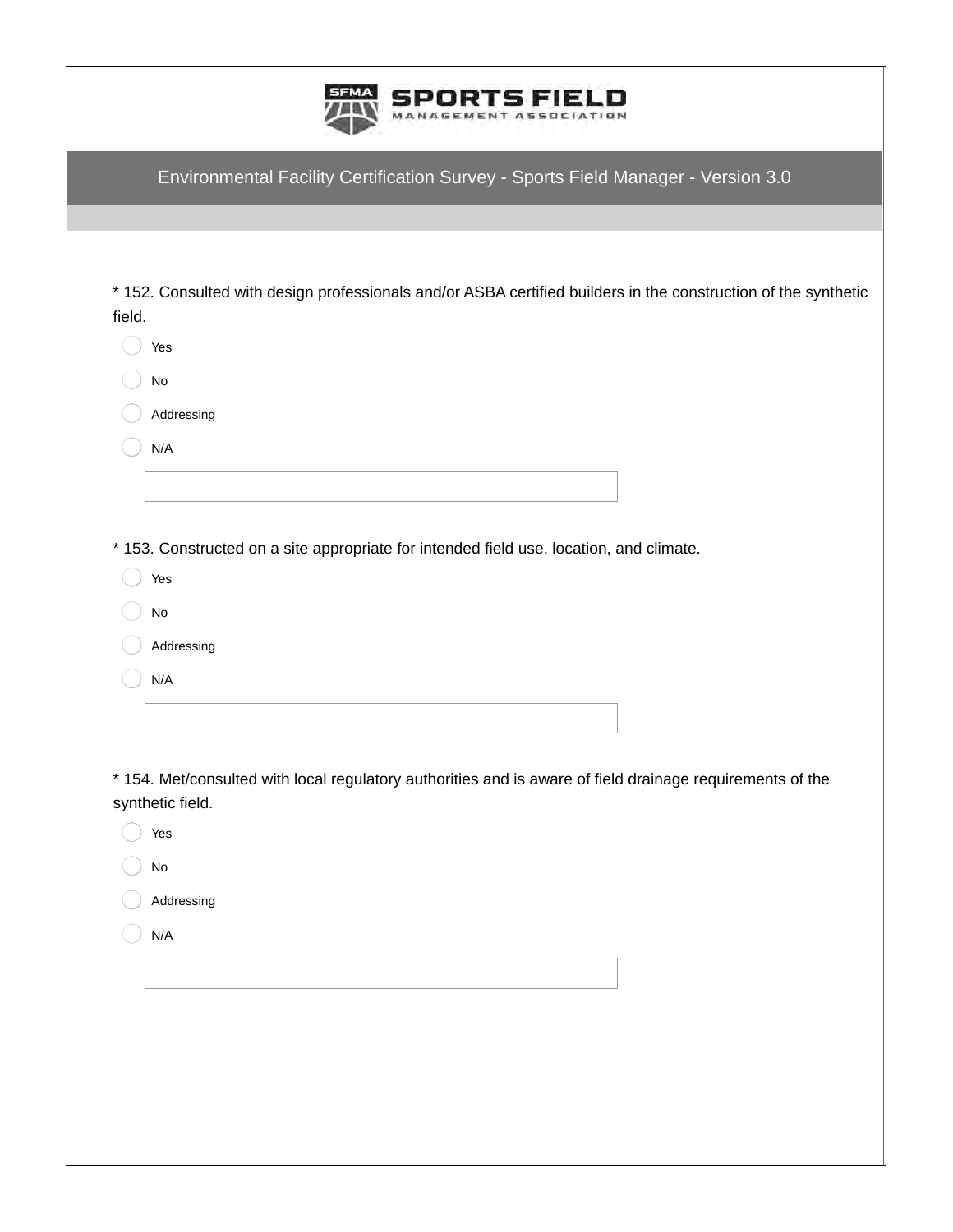SPORTS FIELD MANAGEMENT ASSOCIATION

## Environmental Facility Certification Survey - Sports Field Manager - Version 3.0

* 152. Consulted with design professionals and/or ASBA certified builders in the construction of the synthetic field.

- Yes
- No
- Addressing
- N/A

* 153. Constructed on a site appropriate for intended field use, location, and climate.

- Yes
- No
- Addressing
- N/A

* 154. Met/consulted with local regulatory authorities and is aware of field drainage requirements of the synthetic field.

- Yes
- No
- Addressing
- N/A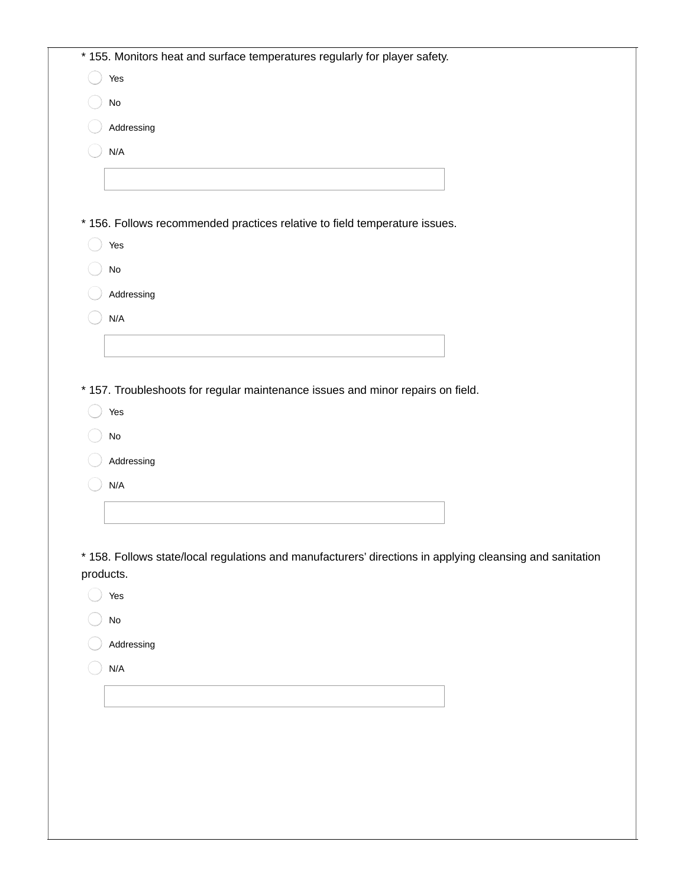\* 155. Monitors heat and surface temperatures regularly for player safety.

- Yes
- No
- Addressing
- N/A

\* 156. Follows recommended practices relative to field temperature issues.

- Yes
- No
- Addressing
- N/A

\* 157. Troubleshoots for regular maintenance issues and minor repairs on field.

- Yes
- No
- Addressing
- N/A

\* 158. Follows state/local regulations and manufacturers' directions in applying cleansing and sanitation products.

- Yes
- No
- Addressing
- N/A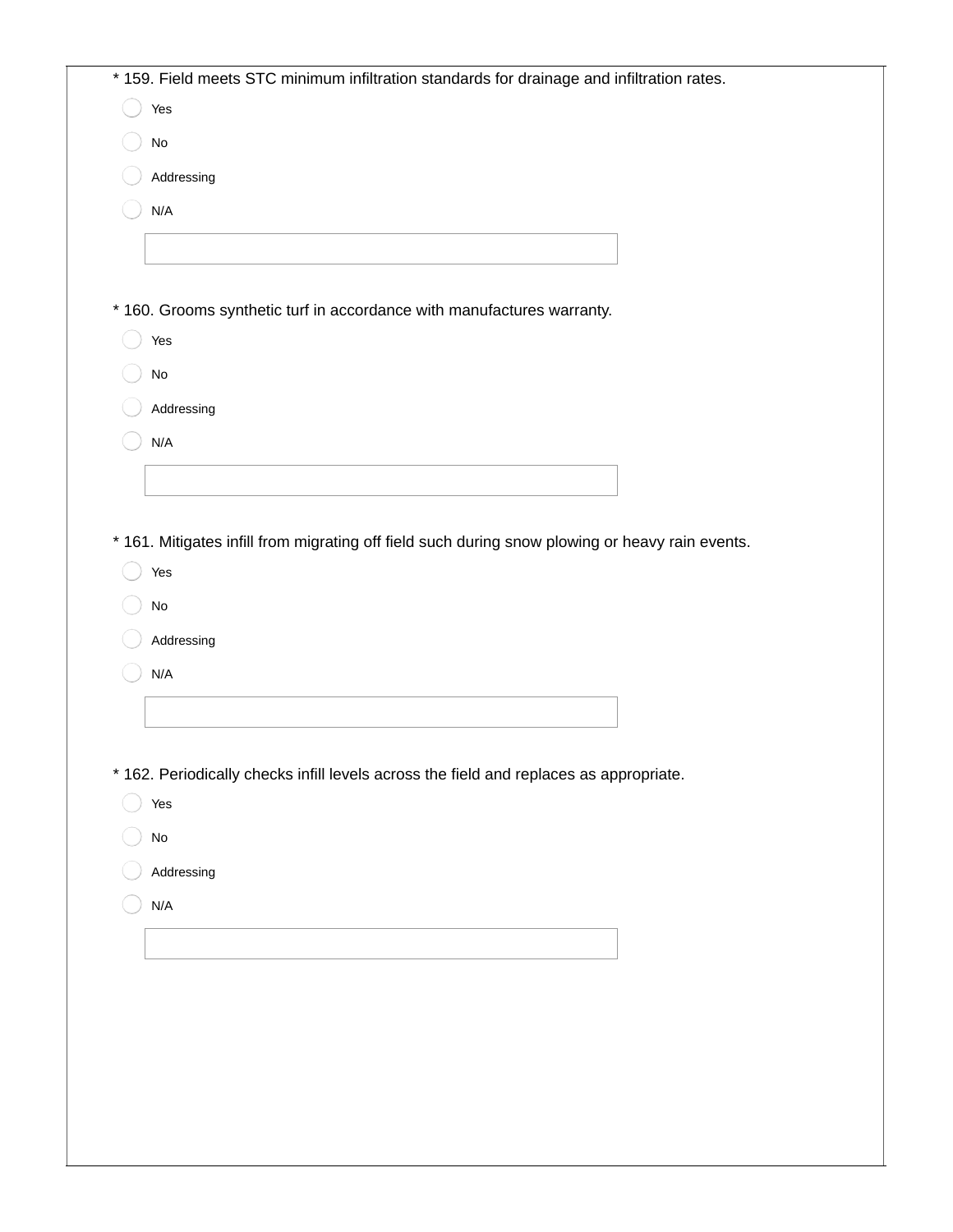* 159. Field meets STC minimum infiltration standards for drainage and infiltration rates.

- ◯ Yes
- ◯ No
- ◯ Addressing
- ◯ N/A

* 160. Grooms synthetic turf in accordance with manufactures warranty.

- ◯ Yes
- ◯ No
- ◯ Addressing
- ◯ N/A

* 161. Mitigates infill from migrating off field such during snow plowing or heavy rain events.

- ◯ Yes
- ◯ No
- ◯ Addressing
- ◯ N/A

* 162. Periodically checks infill levels across the field and replaces as appropriate.

- ◯ Yes
- ◯ No
- ◯ Addressing
- ◯ N/A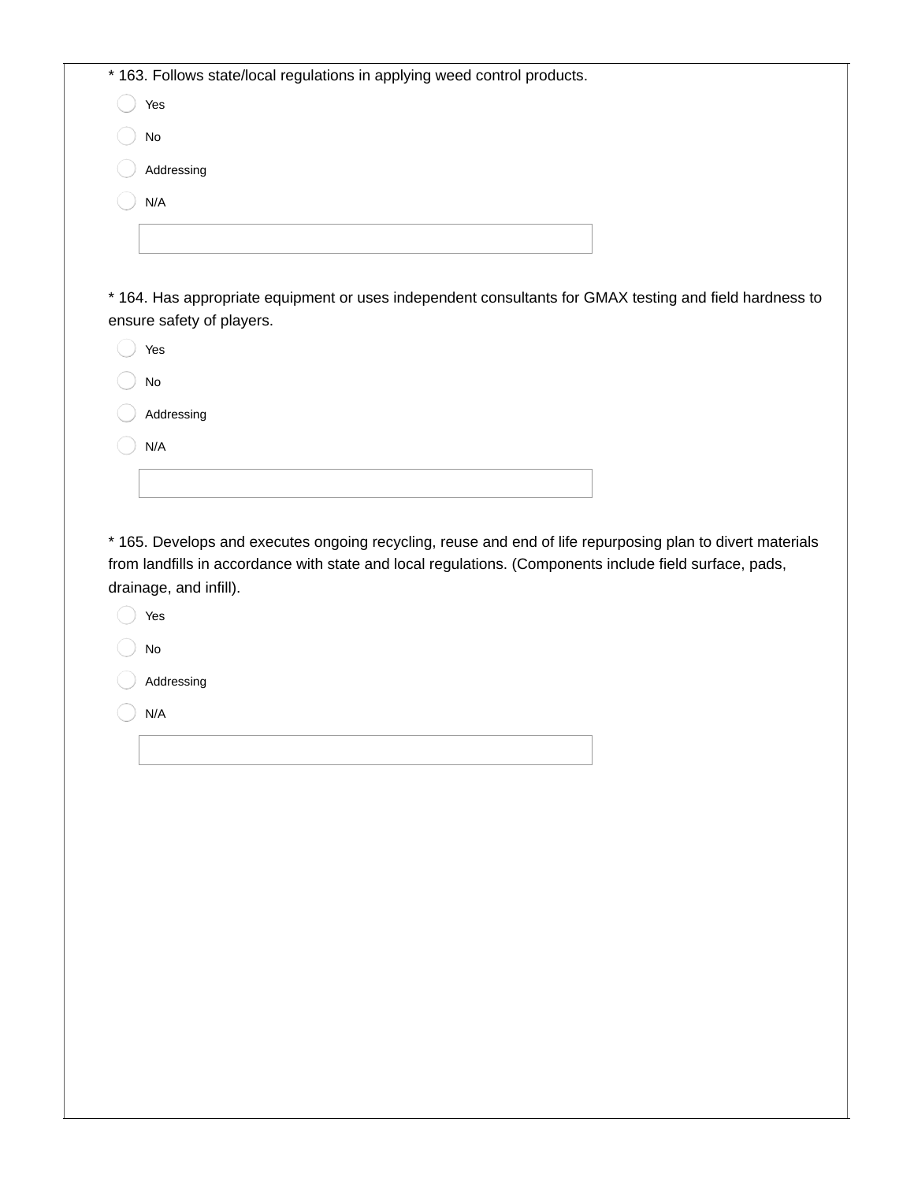* 163. Follows state/local regulations in applying weed control products.

- Yes
- No
- Addressing
- N/A

* 164. Has appropriate equipment or uses independent consultants for GMAX testing and field hardness to ensure safety of players.

- Yes
- No
- Addressing
- N/A

* 165. Develops and executes ongoing recycling, reuse and end of life repurposing plan to divert materials from landfills in accordance with state and local regulations. (Components include field surface, pads, drainage, and infill).

- Yes
- No
- Addressing
- N/A